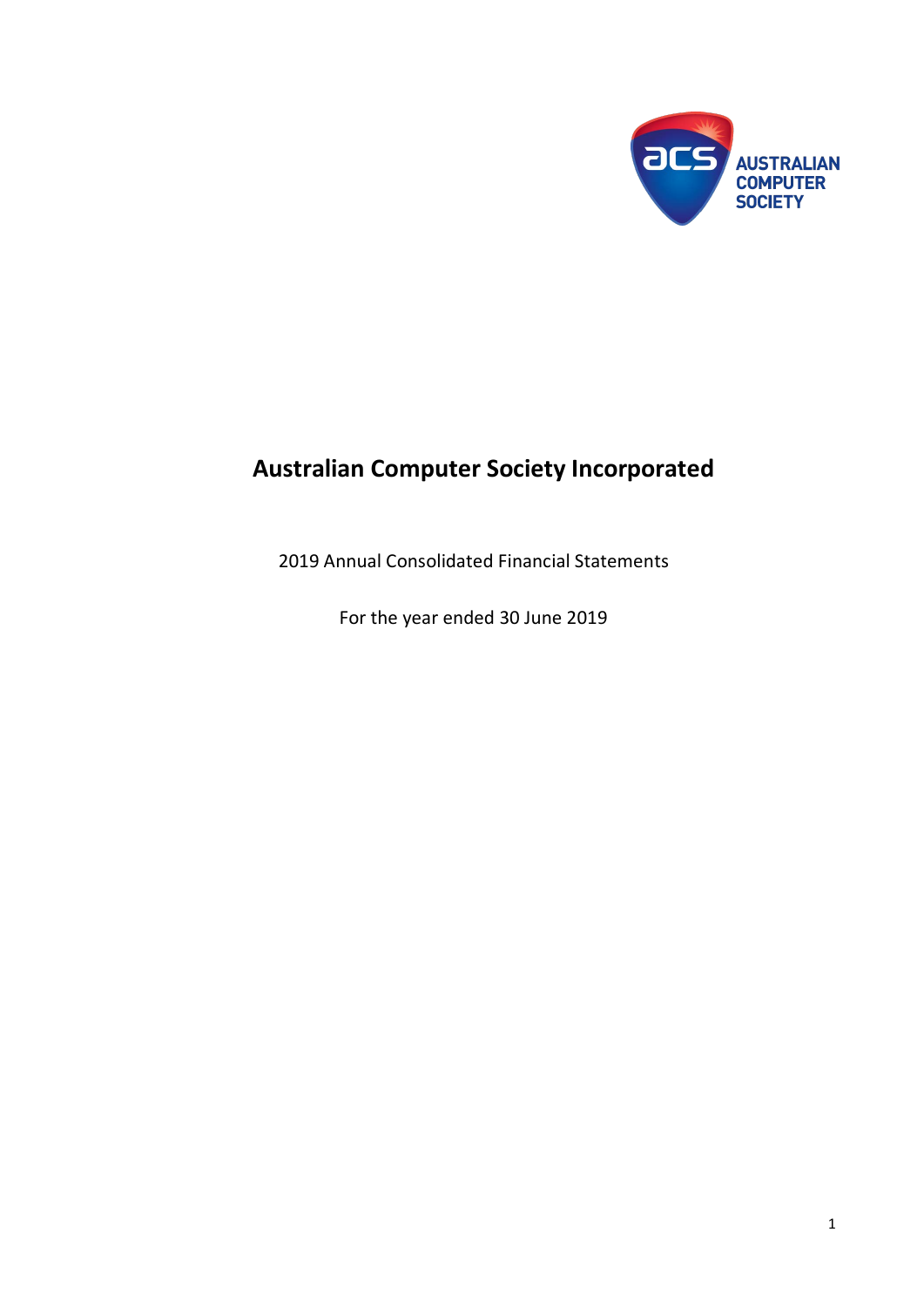# Australian Computer Society Incorporated

2019 Annual Consolidated Financial Statements

For the year ended 30 June 2019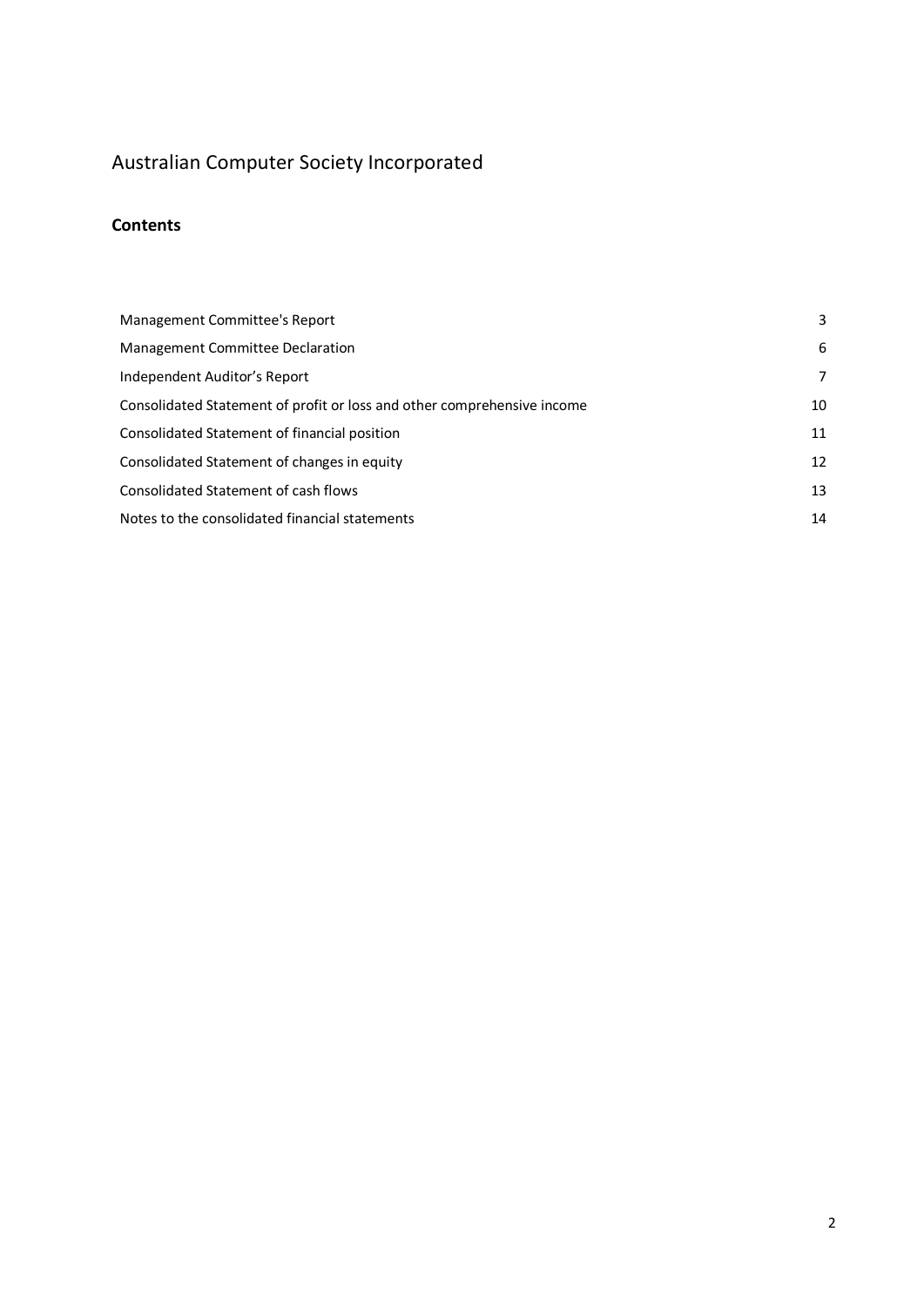# Australian Computer Society Incorporated

## Contents

| | |
|---|---|
| Management Committee's Report | 3 |
| Management Committee Declaration | 6 |
| Independent Auditor's Report | 7 |
| Consolidated Statement of profit or loss and other comprehensive income | 10 |
| Consolidated Statement of financial position | 11 |
| Consolidated Statement of changes in equity | 12 |
| Consolidated Statement of cash flows | 13 |
| Notes to the consolidated financial statements | 14 |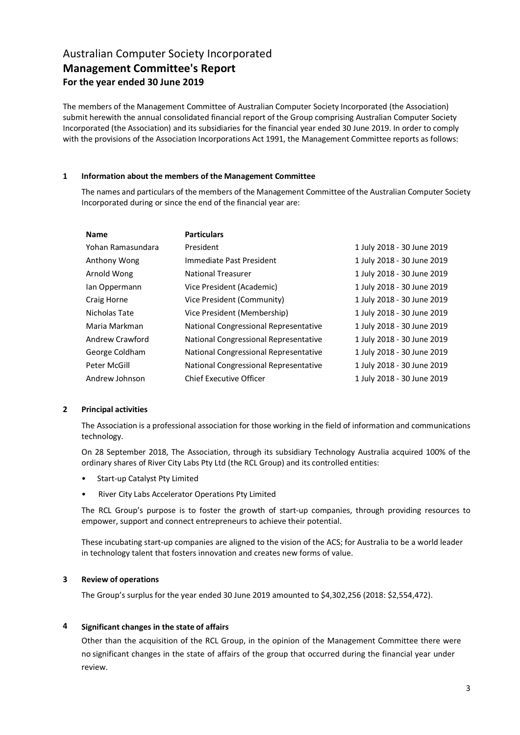# Australian Computer Society Incorporated
## Management Committee's Report
### For the year ended 30 June 2019

The members of the Management Committee of Australian Computer Society Incorporated (the Association) submit herewith the annual consolidated financial report of the Group comprising Australian Computer Society Incorporated (the Association) and its subsidiaries for the financial year ended 30 June 2019. In order to comply with the provisions of the Association Incorporations Act 1991, the Management Committee reports as follows:

**1 Information about the members of the Management Committee**

The names and particulars of the members of the Management Committee of the Australian Computer Society Incorporated during or since the end of the financial year are:

| Name | Particulars | |
|---|---|---|
| Yohan Ramasundara | President | 1 July 2018 - 30 June 2019 |
| Anthony Wong | Immediate Past President | 1 July 2018 - 30 June 2019 |
| Arnold Wong | National Treasurer | 1 July 2018 - 30 June 2019 |
| Ian Oppermann | Vice President (Academic) | 1 July 2018 - 30 June 2019 |
| Craig Horne | Vice President (Community) | 1 July 2018 - 30 June 2019 |
| Nicholas Tate | Vice President (Membership) | 1 July 2018 - 30 June 2019 |
| Maria Markman | National Congressional Representative | 1 July 2018 - 30 June 2019 |
| Andrew Crawford | National Congressional Representative | 1 July 2018 - 30 June 2019 |
| George Coldham | National Congressional Representative | 1 July 2018 - 30 June 2019 |
| Peter McGill | National Congressional Representative | 1 July 2018 - 30 June 2019 |
| Andrew Johnson | Chief Executive Officer | 1 July 2018 - 30 June 2019 |

**2 Principal activities**

The Association is a professional association for those working in the field of information and communications technology.

On 28 September 2018, The Association, through its subsidiary Technology Australia acquired 100% of the ordinary shares of River City Labs Pty Ltd (the RCL Group) and its controlled entities:

- Start-up Catalyst Pty Limited
- River City Labs Accelerator Operations Pty Limited

The RCL Group's purpose is to foster the growth of start-up companies, through providing resources to empower, support and connect entrepreneurs to achieve their potential.

These incubating start-up companies are aligned to the vision of the ACS; for Australia to be a world leader in technology talent that fosters innovation and creates new forms of value.

**3 Review of operations**

The Group's surplus for the year ended 30 June 2019 amounted to $4,302,256 (2018: $2,554,472).

**4 Significant changes in the state of affairs**

Other than the acquisition of the RCL Group, in the opinion of the Management Committee there were no significant changes in the state of affairs of the group that occurred during the financial year under review.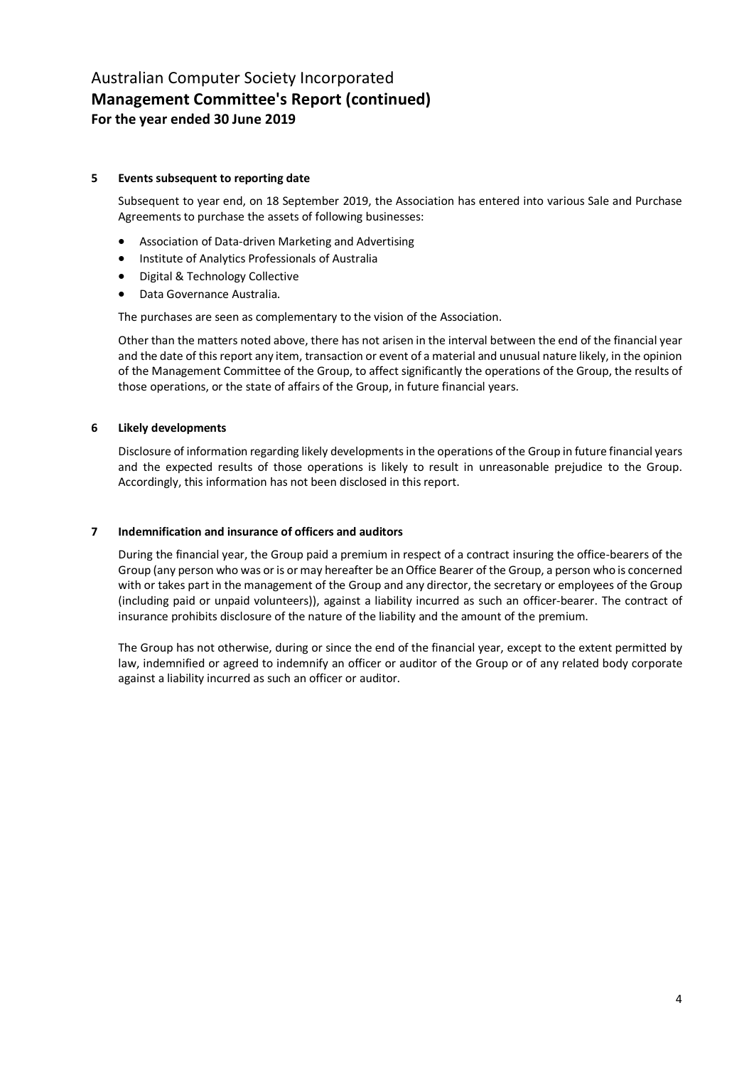## 5 Events subsequent to reporting date

Subsequent to year end, on 18 September 2019, the Association has entered into various Sale and Purchase Agreements to purchase the assets of following businesses:

- Association of Data-driven Marketing and Advertising
- Institute of Analytics Professionals of Australia
- Digital & Technology Collective
- Data Governance Australia.

The purchases are seen as complementary to the vision of the Association.

Other than the matters noted above, there has not arisen in the interval between the end of the financial year and the date of this report any item, transaction or event of a material and unusual nature likely, in the opinion of the Management Committee of the Group, to affect significantly the operations of the Group, the results of those operations, or the state of affairs of the Group, in future financial years.

## 6 Likely developments

Disclosure of information regarding likely developments in the operations of the Group in future financial years and the expected results of those operations is likely to result in unreasonable prejudice to the Group. Accordingly, this information has not been disclosed in this report.

## 7 Indemnification and insurance of officers and auditors

During the financial year, the Group paid a premium in respect of a contract insuring the office-bearers of the Group (any person who was or is or may hereafter be an Office Bearer of the Group, a person who is concerned with or takes part in the management of the Group and any director, the secretary or employees of the Group (including paid or unpaid volunteers)), against a liability incurred as such an officer-bearer. The contract of insurance prohibits disclosure of the nature of the liability and the amount of the premium.

The Group has not otherwise, during or since the end of the financial year, except to the extent permitted by law, indemnified or agreed to indemnify an officer or auditor of the Group or of any related body corporate against a liability incurred as such an officer or auditor.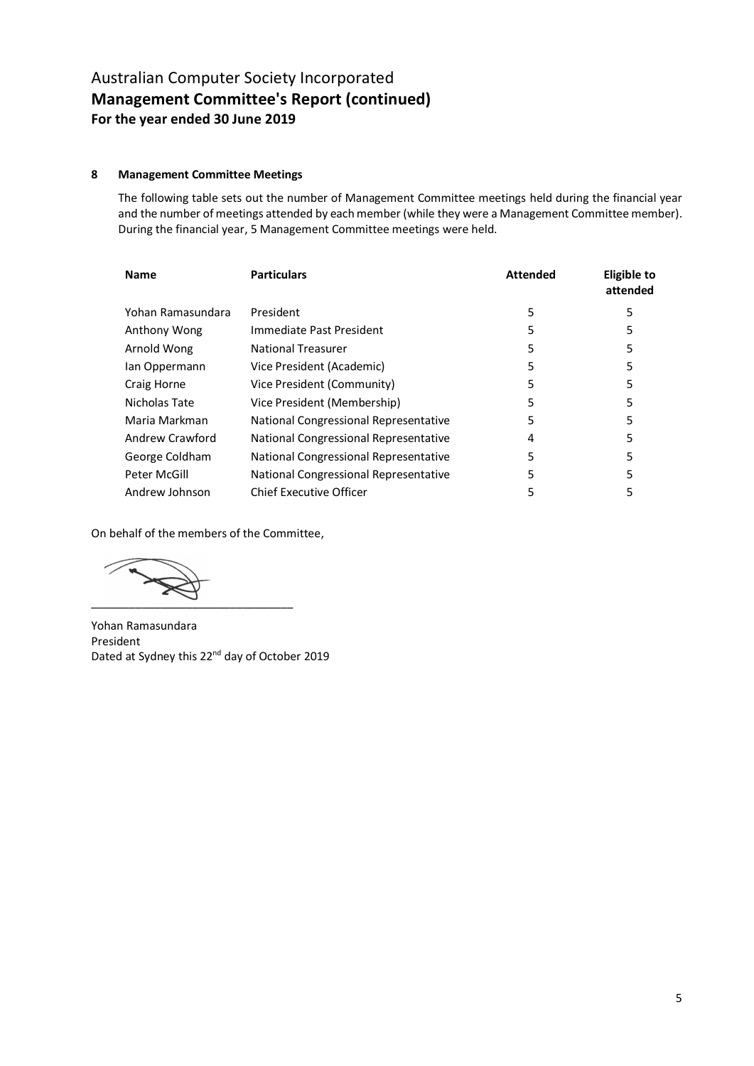# Australian Computer Society Incorporated
## Management Committee's Report (continued)
### For the year ended 30 June 2019

**8 Management Committee Meetings**

The following table sets out the number of Management Committee meetings held during the financial year and the number of meetings attended by each member (while they were a Management Committee member). During the financial year, 5 Management Committee meetings were held.

| Name | Particulars | Attended | Eligible to attended |
|---|---|---|---|
| Yohan Ramasundara | President | 5 | 5 |
| Anthony Wong | Immediate Past President | 5 | 5 |
| Arnold Wong | National Treasurer | 5 | 5 |
| Ian Oppermann | Vice President (Academic) | 5 | 5 |
| Craig Horne | Vice President (Community) | 5 | 5 |
| Nicholas Tate | Vice President (Membership) | 5 | 5 |
| Maria Markman | National Congressional Representative | 5 | 5 |
| Andrew Crawford | National Congressional Representative | 4 | 5 |
| George Coldham | National Congressional Representative | 5 | 5 |
| Peter McGill | National Congressional Representative | 5 | 5 |
| Andrew Johnson | Chief Executive Officer | 5 | 5 |

On behalf of the members of the Committee,

\_\_\_\_\_\_\_\_\_\_\_\_\_\_\_\_\_\_\_\_\_\_\_\_\_\_\_\_\_\_\_\_

Yohan Ramasundara
President
Dated at Sydney this 22nd day of October 2019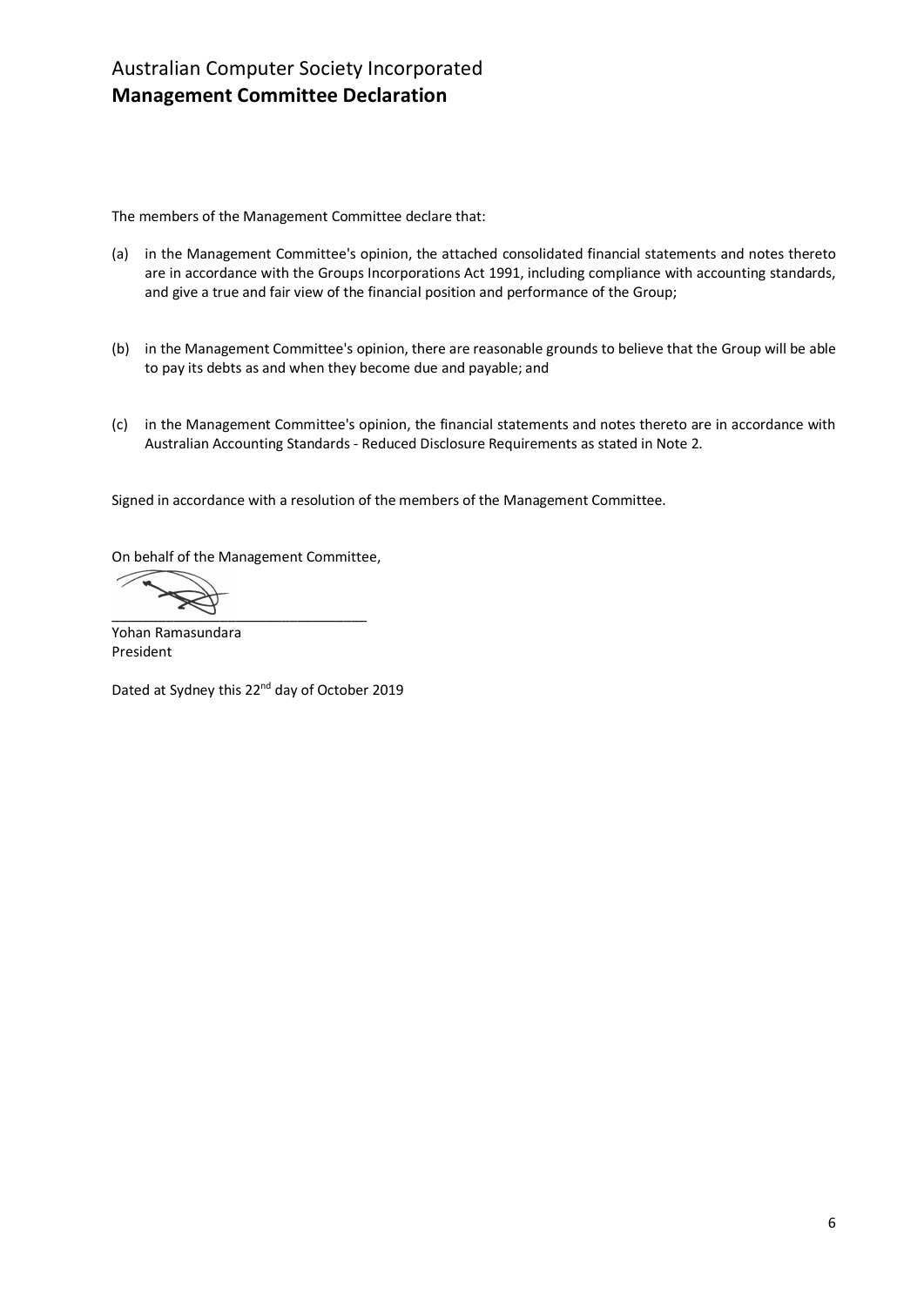Australian Computer Society Incorporated

# Management Committee Declaration

The members of the Management Committee declare that:

(a) in the Management Committee's opinion, the attached consolidated financial statements and notes thereto are in accordance with the Groups Incorporations Act 1991, including compliance with accounting standards, and give a true and fair view of the financial position and performance of the Group;

(b) in the Management Committee's opinion, there are reasonable grounds to believe that the Group will be able to pay its debts as and when they become due and payable; and

(c) in the Management Committee's opinion, the financial statements and notes thereto are in accordance with Australian Accounting Standards - Reduced Disclosure Requirements as stated in Note 2.

Signed in accordance with a resolution of the members of the Management Committee.

On behalf of the Management Committee,

\_\_\_\_\_\_\_\_\_\_\_\_\_\_\_\_\_\_\_\_\_\_\_\_\_\_\_\_\_\_\_\_\_

Yohan Ramasundara

President

Dated at Sydney this 22nd day of October 2019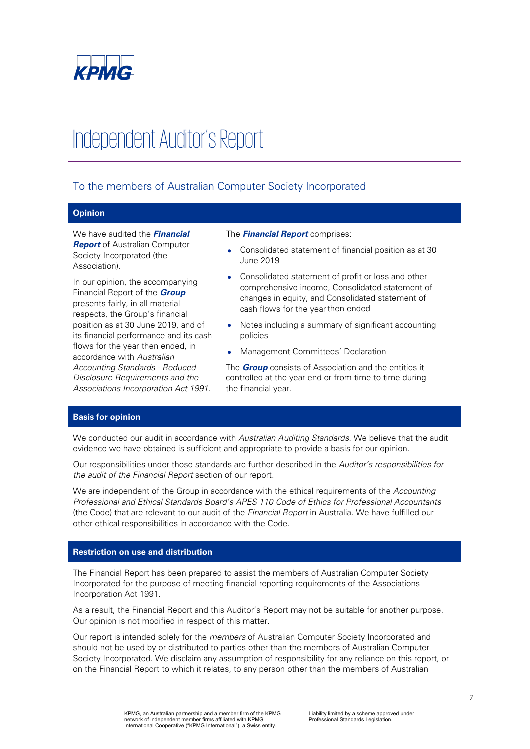KPMG

# Independent Auditor's Report

## To the members of Australian Computer Society Incorporated

### Opinion

We have audited the ***Financial Report*** of Australian Computer Society Incorporated (the Association).

In our opinion, the accompanying Financial Report of the ***Group*** presents fairly, in all material respects, the Group's financial position as at 30 June 2019, and of its financial performance and its cash flows for the year then ended, in accordance with *Australian Accounting Standards - Reduced Disclosure Requirements and the Associations Incorporation Act 1991.*

The ***Financial Report*** comprises:

- Consolidated statement of financial position as at 30 June 2019
- Consolidated statement of profit or loss and other comprehensive income, Consolidated statement of changes in equity, and Consolidated statement of cash flows for the year then ended
- Notes including a summary of significant accounting policies
- Management Committees' Declaration

The ***Group*** consists of Association and the entities it controlled at the year-end or from time to time during the financial year.

### Basis for opinion

We conducted our audit in accordance with *Australian Auditing Standards*. We believe that the audit evidence we have obtained is sufficient and appropriate to provide a basis for our opinion.

Our responsibilities under those standards are further described in the *Auditor's responsibilities for the audit of the Financial Report* section of our report.

We are independent of the Group in accordance with the ethical requirements of the *Accounting Professional and Ethical Standards Board's APES 110 Code of Ethics for Professional Accountants* (the Code) that are relevant to our audit of the *Financial Report* in Australia. We have fulfilled our other ethical responsibilities in accordance with the Code.

### Restriction on use and distribution

The Financial Report has been prepared to assist the members of Australian Computer Society Incorporated for the purpose of meeting financial reporting requirements of the Associations Incorporation Act 1991.

As a result, the Financial Report and this Auditor's Report may not be suitable for another purpose. Our opinion is not modified in respect of this matter.

Our report is intended solely for the *members* of Australian Computer Society Incorporated and should not be used by or distributed to parties other than the members of Australian Computer Society Incorporated. We disclaim any assumption of responsibility for any reliance on this report, or on the Financial Report to which it relates, to any person other than the members of Australian

KPMG, an Australian partnership and a member firm of the KPMG network of independent member firms affiliated with KPMG International Cooperative ("KPMG International"), a Swiss entity.

Liability limited by a scheme approved under Professional Standards Legislation.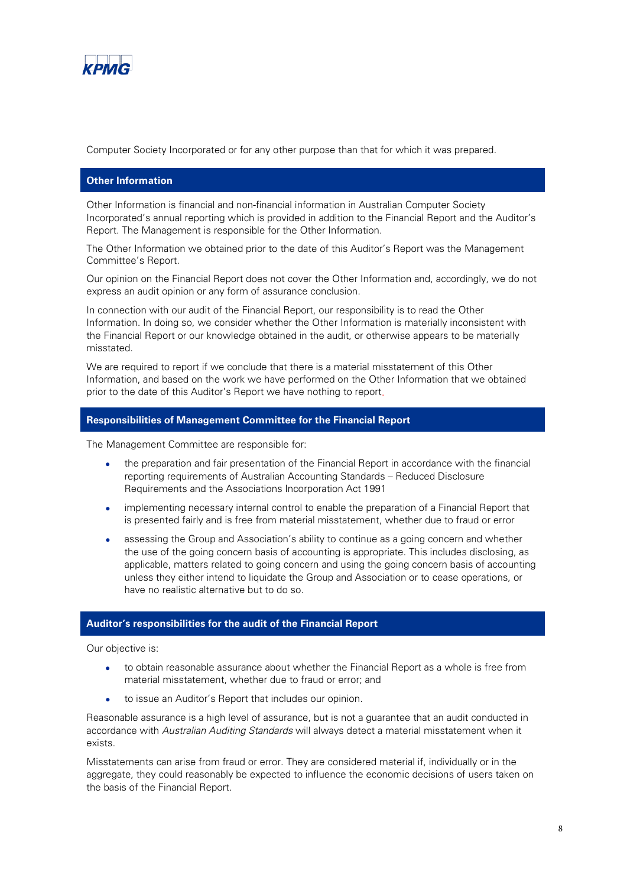Computer Society Incorporated or for any other purpose than that for which it was prepared.

## Other Information

Other Information is financial and non-financial information in Australian Computer Society Incorporated's annual reporting which is provided in addition to the Financial Report and the Auditor's Report. The Management is responsible for the Other Information.

The Other Information we obtained prior to the date of this Auditor's Report was the Management Committee's Report.

Our opinion on the Financial Report does not cover the Other Information and, accordingly, we do not express an audit opinion or any form of assurance conclusion.

In connection with our audit of the Financial Report, our responsibility is to read the Other Information. In doing so, we consider whether the Other Information is materially inconsistent with the Financial Report or our knowledge obtained in the audit, or otherwise appears to be materially misstated.

We are required to report if we conclude that there is a material misstatement of this Other Information, and based on the work we have performed on the Other Information that we obtained prior to the date of this Auditor's Report we have nothing to report.

## Responsibilities of Management Committee for the Financial Report

The Management Committee are responsible for:

- the preparation and fair presentation of the Financial Report in accordance with the financial reporting requirements of Australian Accounting Standards – Reduced Disclosure Requirements and the Associations Incorporation Act 1991
- implementing necessary internal control to enable the preparation of a Financial Report that is presented fairly and is free from material misstatement, whether due to fraud or error
- assessing the Group and Association's ability to continue as a going concern and whether the use of the going concern basis of accounting is appropriate. This includes disclosing, as applicable, matters related to going concern and using the going concern basis of accounting unless they either intend to liquidate the Group and Association or to cease operations, or have no realistic alternative but to do so.

## Auditor's responsibilities for the audit of the Financial Report

Our objective is:

- to obtain reasonable assurance about whether the Financial Report as a whole is free from material misstatement, whether due to fraud or error; and
- to issue an Auditor's Report that includes our opinion.

Reasonable assurance is a high level of assurance, but is not a guarantee that an audit conducted in accordance with *Australian Auditing Standards* will always detect a material misstatement when it exists.

Misstatements can arise from fraud or error. They are considered material if, individually or in the aggregate, they could reasonably be expected to influence the economic decisions of users taken on the basis of the Financial Report.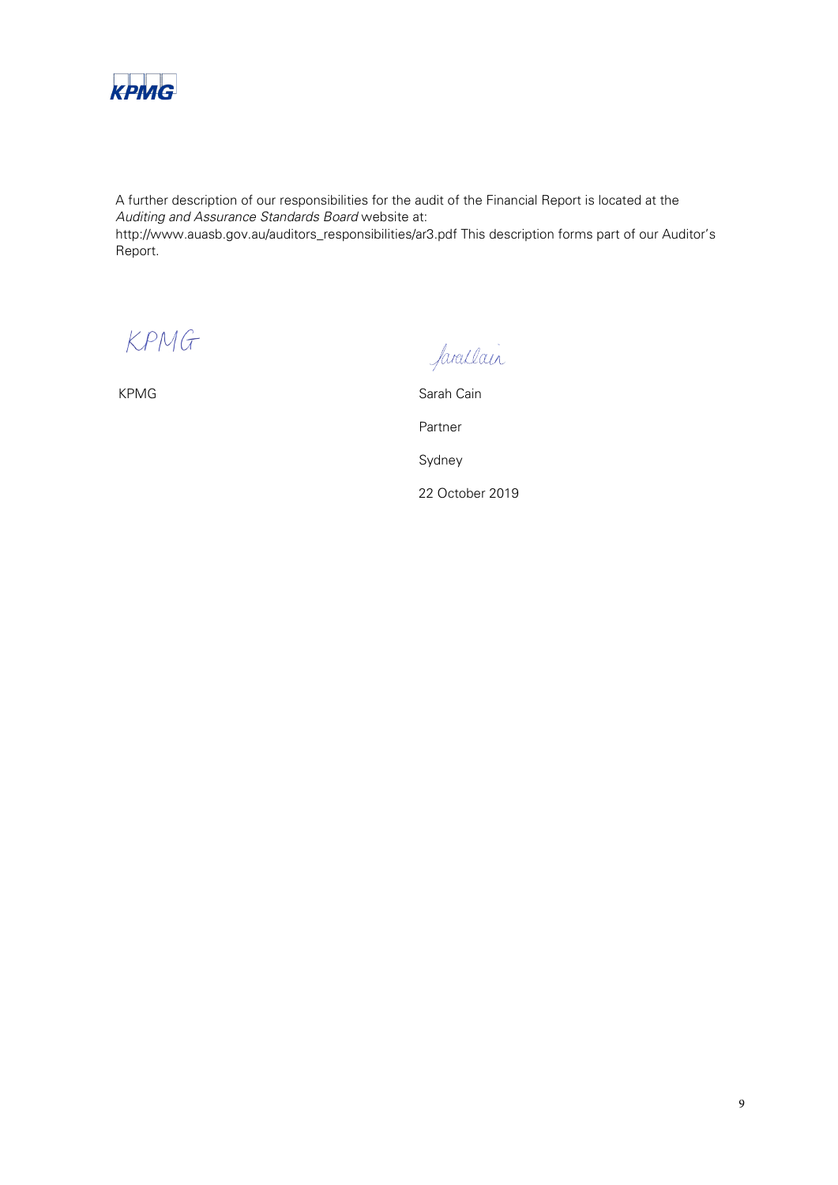A further description of our responsibilities for the audit of the Financial Report is located at the *Auditing and Assurance Standards Board* website at:
http://www.auasb.gov.au/auditors_responsibilities/ar3.pdf This description forms part of our Auditor's Report.

KPMG

Sarah Cain

Partner

Sydney

22 October 2019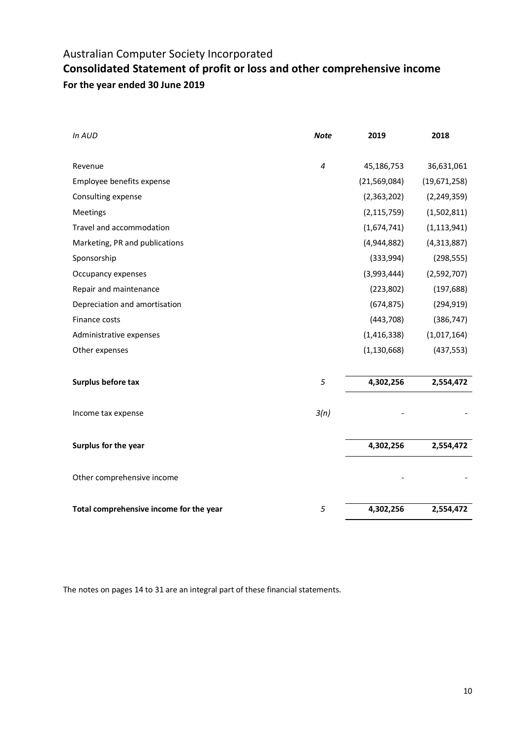Australian Computer Society Incorporated

# Consolidated Statement of profit or loss and other comprehensive income

## For the year ended 30 June 2019

| *In AUD* | ***Note*** | **2019** | **2018** |
|---|---|---|---|
| Revenue | *4* | 45,186,753 | 36,631,061 |
| Employee benefits expense | | (21,569,084) | (19,671,258) |
| Consulting expense | | (2,363,202) | (2,249,359) |
| Meetings | | (2,115,759) | (1,502,811) |
| Travel and accommodation | | (1,674,741) | (1,113,941) |
| Marketing, PR and publications | | (4,944,882) | (4,313,887) |
| Sponsorship | | (333,994) | (298,555) |
| Occupancy expenses | | (3,993,444) | (2,592,707) |
| Repair and maintenance | | (223,802) | (197,688) |
| Depreciation and amortisation | | (674,875) | (294,919) |
| Finance costs | | (443,708) | (386,747) |
| Administrative expenses | | (1,416,338) | (1,017,164) |
| Other expenses | | (1,130,668) | (437,553) |
| **Surplus before tax** | *5* | **4,302,256** | **2,554,472** |
| Income tax expense | *3(n)* | - | - |
| **Surplus for the year** | | **4,302,256** | **2,554,472** |
| Other comprehensive income | | - | - |
| **Total comprehensive income for the year** | *5* | **4,302,256** | **2,554,472** |

The notes on pages 14 to 31 are an integral part of these financial statements.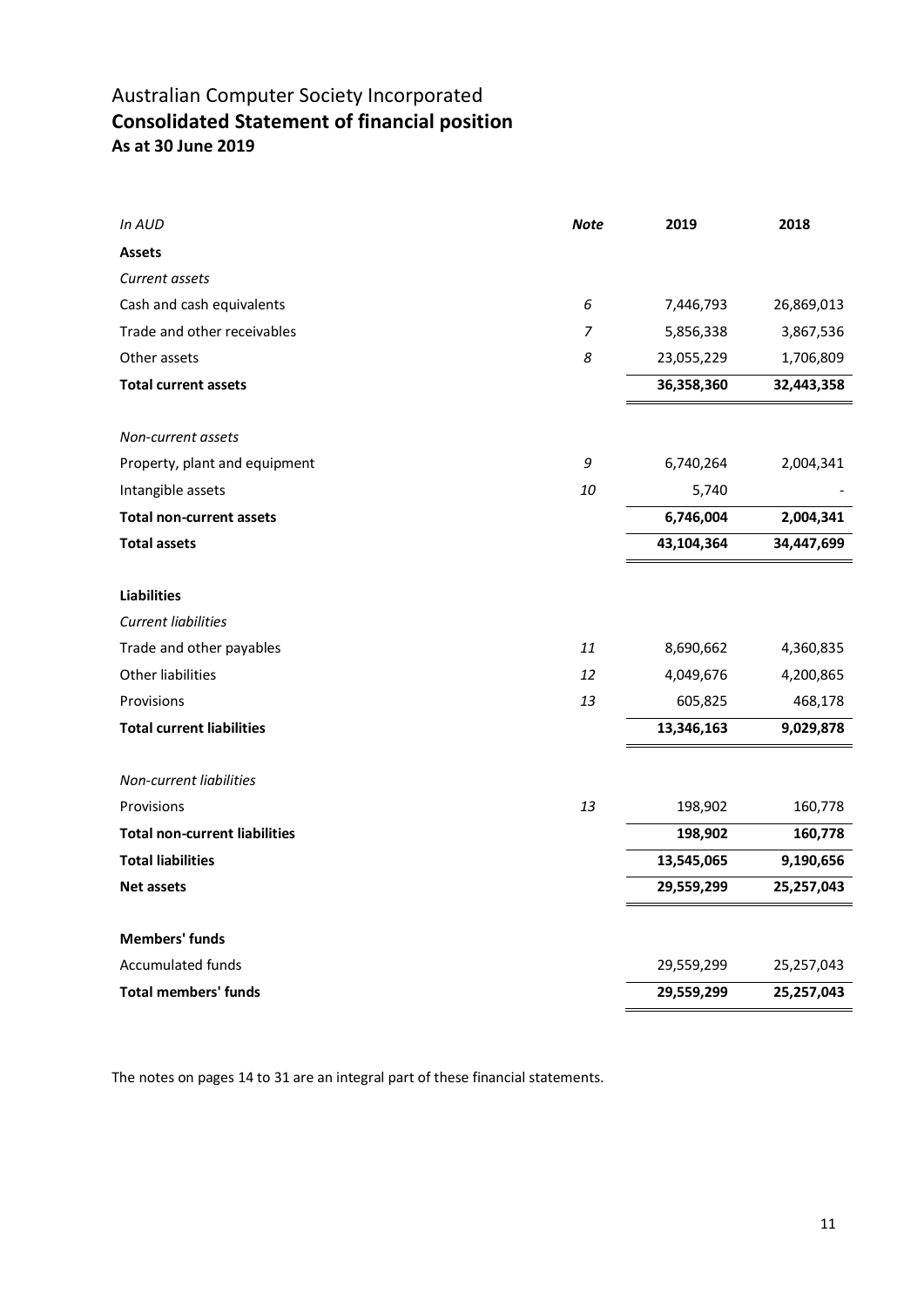# Australian Computer Society Incorporated

## Consolidated Statement of financial position

### As at 30 June 2019

| *In AUD* | ***Note*** | **2019** | **2018** |
|---|---|---|---|
| **Assets** | | | |
| *Current assets* | | | |
| Cash and cash equivalents | *6* | 7,446,793 | 26,869,013 |
| Trade and other receivables | *7* | 5,856,338 | 3,867,536 |
| Other assets | *8* | 23,055,229 | 1,706,809 |
| **Total current assets** | | **36,358,360** | **32,443,358** |
| *Non-current assets* | | | |
| Property, plant and equipment | *9* | 6,740,264 | 2,004,341 |
| Intangible assets | *10* | 5,740 | - |
| **Total non-current assets** | | **6,746,004** | **2,004,341** |
| **Total assets** | | **43,104,364** | **34,447,699** |
| **Liabilities** | | | |
| *Current liabilities* | | | |
| Trade and other payables | *11* | 8,690,662 | 4,360,835 |
| Other liabilities | *12* | 4,049,676 | 4,200,865 |
| Provisions | *13* | 605,825 | 468,178 |
| **Total current liabilities** | | **13,346,163** | **9,029,878** |
| *Non-current liabilities* | | | |
| Provisions | *13* | 198,902 | 160,778 |
| **Total non-current liabilities** | | **198,902** | **160,778** |
| **Total liabilities** | | **13,545,065** | **9,190,656** |
| **Net assets** | | **29,559,299** | **25,257,043** |
| **Members' funds** | | | |
| Accumulated funds | | 29,559,299 | 25,257,043 |
| **Total members' funds** | | **29,559,299** | **25,257,043** |

The notes on pages 14 to 31 are an integral part of these financial statements.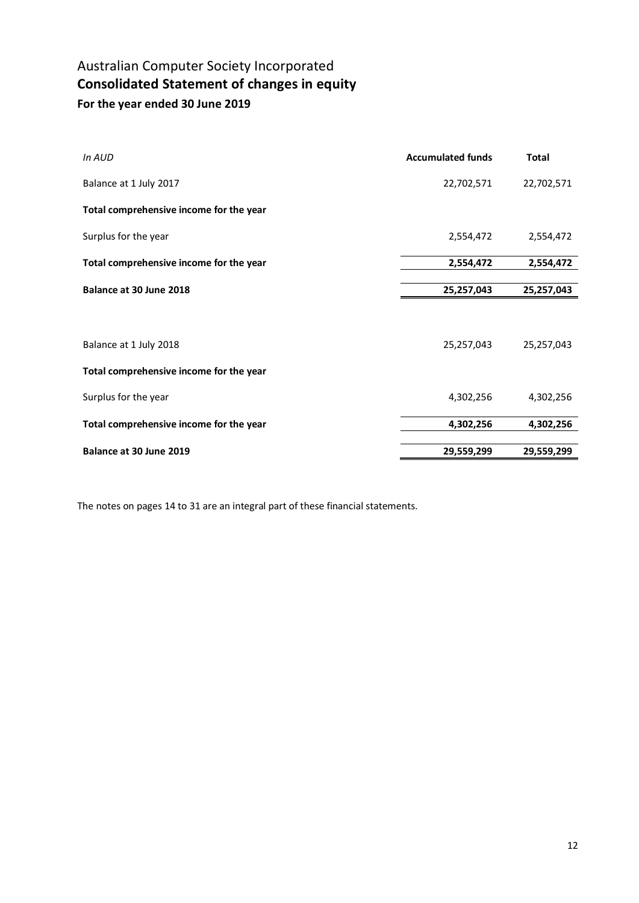# Australian Computer Society Incorporated

## Consolidated Statement of changes in equity

### For the year ended 30 June 2019

| *In AUD* | **Accumulated funds** | **Total** |
|---|---|---|
| Balance at 1 July 2017 | 22,702,571 | 22,702,571 |
| **Total comprehensive income for the year** | | |
| Surplus for the year | 2,554,472 | 2,554,472 |
| **Total comprehensive income for the year** | **2,554,472** | **2,554,472** |
| **Balance at 30 June 2018** | **25,257,043** | **25,257,043** |
| | | |
| Balance at 1 July 2018 | 25,257,043 | 25,257,043 |
| **Total comprehensive income for the year** | | |
| Surplus for the year | 4,302,256 | 4,302,256 |
| **Total comprehensive income for the year** | **4,302,256** | **4,302,256** |
| **Balance at 30 June 2019** | **29,559,299** | **29,559,299** |

The notes on pages 14 to 31 are an integral part of these financial statements.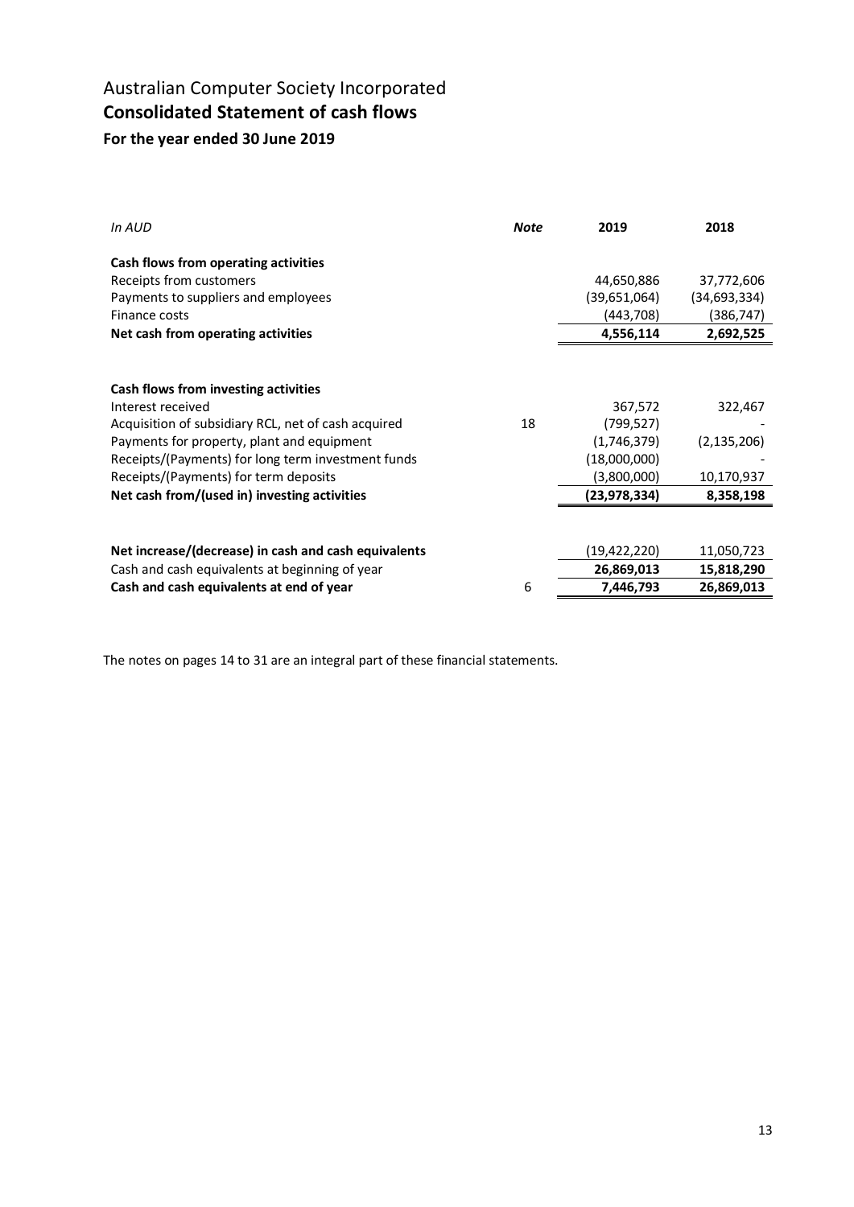# Australian Computer Society Incorporated

## Consolidated Statement of cash flows

### For the year ended 30 June 2019

| *In AUD* | *Note* | 2019 | 2018 |
|---|---|---|---|
| **Cash flows from operating activities** | | | |
| Receipts from customers | | 44,650,886 | 37,772,606 |
| Payments to suppliers and employees | | (39,651,064) | (34,693,334) |
| Finance costs | | (443,708) | (386,747) |
| **Net cash from operating activities** | | **4,556,114** | **2,692,525** |
| | | | |
| **Cash flows from investing activities** | | | |
| Interest received | | 367,572 | 322,467 |
| Acquisition of subsidiary RCL, net of cash acquired | 18 | (799,527) | - |
| Payments for property, plant and equipment | | (1,746,379) | (2,135,206) |
| Receipts/(Payments) for long term investment funds | | (18,000,000) | - |
| Receipts/(Payments) for term deposits | | (3,800,000) | 10,170,937 |
| **Net cash from/(used in) investing activities** | | **(23,978,334)** | **8,358,198** |
| | | | |
| **Net increase/(decrease) in cash and cash equivalents** | | (19,422,220) | 11,050,723 |
| Cash and cash equivalents at beginning of year | | **26,869,013** | **15,818,290** |
| **Cash and cash equivalents at end of year** | 6 | **7,446,793** | **26,869,013** |

The notes on pages 14 to 31 are an integral part of these financial statements.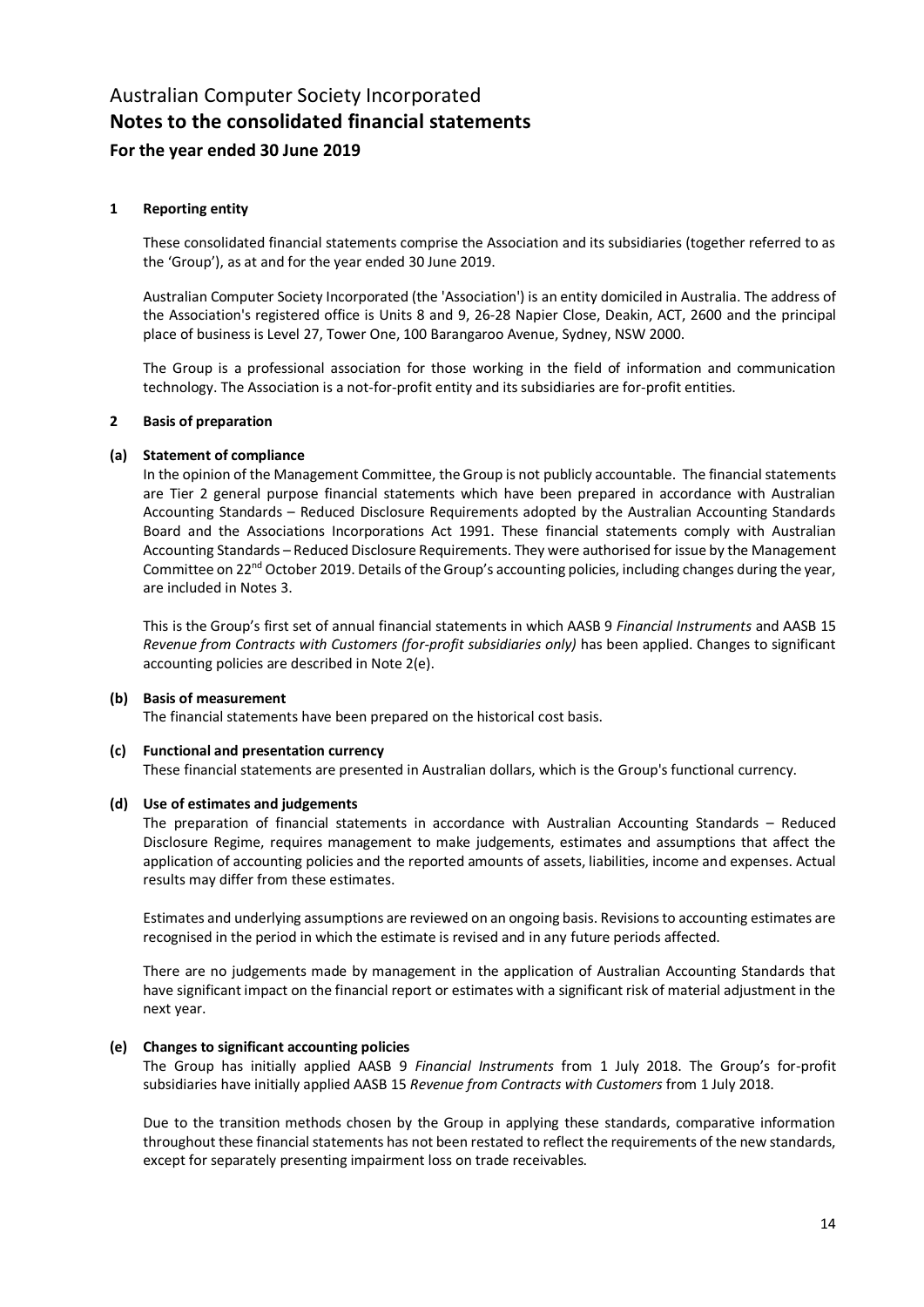# Australian Computer Society Incorporated
## Notes to the consolidated financial statements
### For the year ended 30 June 2019

**1 Reporting entity**

These consolidated financial statements comprise the Association and its subsidiaries (together referred to as the 'Group'), as at and for the year ended 30 June 2019.

Australian Computer Society Incorporated (the 'Association') is an entity domiciled in Australia. The address of the Association's registered office is Units 8 and 9, 26-28 Napier Close, Deakin, ACT, 2600 and the principal place of business is Level 27, Tower One, 100 Barangaroo Avenue, Sydney, NSW 2000.

The Group is a professional association for those working in the field of information and communication technology. The Association is a not-for-profit entity and its subsidiaries are for-profit entities.

**2 Basis of preparation**

**(a) Statement of compliance**

In the opinion of the Management Committee, the Group is not publicly accountable. The financial statements are Tier 2 general purpose financial statements which have been prepared in accordance with Australian Accounting Standards – Reduced Disclosure Requirements adopted by the Australian Accounting Standards Board and the Associations Incorporations Act 1991. These financial statements comply with Australian Accounting Standards – Reduced Disclosure Requirements. They were authorised for issue by the Management Committee on 22nd October 2019. Details of the Group's accounting policies, including changes during the year, are included in Notes 3.

This is the Group's first set of annual financial statements in which AASB 9 *Financial Instruments* and AASB 15 *Revenue from Contracts with Customers (for-profit subsidiaries only)* has been applied. Changes to significant accounting policies are described in Note 2(e).

**(b) Basis of measurement**

The financial statements have been prepared on the historical cost basis.

**(c) Functional and presentation currency**

These financial statements are presented in Australian dollars, which is the Group's functional currency.

**(d) Use of estimates and judgements**

The preparation of financial statements in accordance with Australian Accounting Standards – Reduced Disclosure Regime, requires management to make judgements, estimates and assumptions that affect the application of accounting policies and the reported amounts of assets, liabilities, income and expenses. Actual results may differ from these estimates.

Estimates and underlying assumptions are reviewed on an ongoing basis. Revisions to accounting estimates are recognised in the period in which the estimate is revised and in any future periods affected.

There are no judgements made by management in the application of Australian Accounting Standards that have significant impact on the financial report or estimates with a significant risk of material adjustment in the next year.

**(e) Changes to significant accounting policies**

The Group has initially applied AASB 9 *Financial Instruments* from 1 July 2018. The Group's for-profit subsidiaries have initially applied AASB 15 *Revenue from Contracts with Customers* from 1 July 2018.

Due to the transition methods chosen by the Group in applying these standards, comparative information throughout these financial statements has not been restated to reflect the requirements of the new standards, except for separately presenting impairment loss on trade receivables.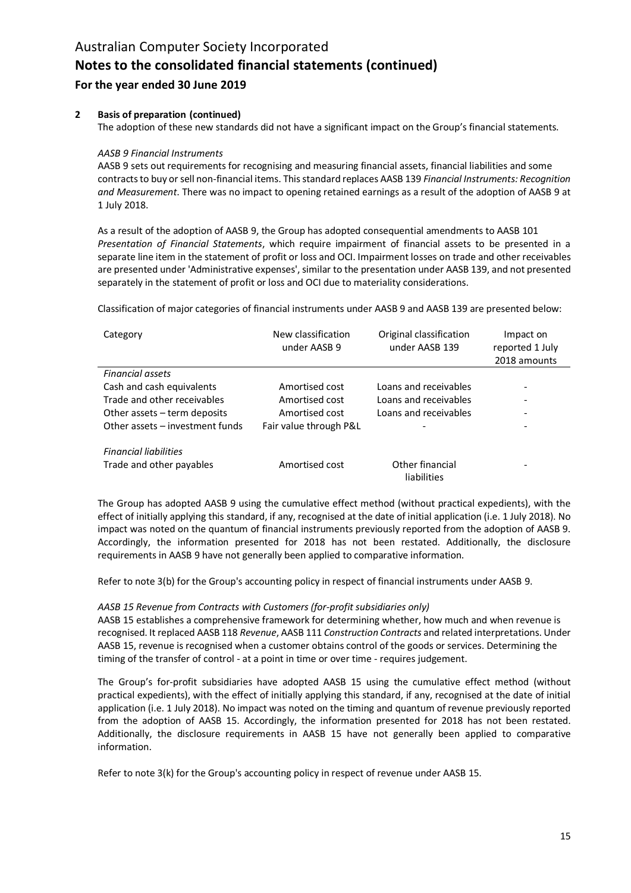## 2 Basis of preparation (continued)

The adoption of these new standards did not have a significant impact on the Group's financial statements.

*AASB 9 Financial Instruments*

AASB 9 sets out requirements for recognising and measuring financial assets, financial liabilities and some contracts to buy or sell non-financial items. This standard replaces AASB 139 *Financial Instruments: Recognition and Measurement*. There was no impact to opening retained earnings as a result of the adoption of AASB 9 at 1 July 2018.

As a result of the adoption of AASB 9, the Group has adopted consequential amendments to AASB 101 *Presentation of Financial Statements*, which require impairment of financial assets to be presented in a separate line item in the statement of profit or loss and OCI. Impairment losses on trade and other receivables are presented under 'Administrative expenses', similar to the presentation under AASB 139, and not presented separately in the statement of profit or loss and OCI due to materiality considerations.

Classification of major categories of financial instruments under AASB 9 and AASB 139 are presented below:

| Category | New classification under AASB 9 | Original classification under AASB 139 | Impact on reported 1 July 2018 amounts |
|---|---|---|---|
| *Financial assets* | | | |
| Cash and cash equivalents | Amortised cost | Loans and receivables | - |
| Trade and other receivables | Amortised cost | Loans and receivables | - |
| Other assets – term deposits | Amortised cost | Loans and receivables | - |
| Other assets – investment funds | Fair value through P&L | - | - |
| *Financial liabilities* | | | |
| Trade and other payables | Amortised cost | Other financial liabilities | - |

The Group has adopted AASB 9 using the cumulative effect method (without practical expedients), with the effect of initially applying this standard, if any, recognised at the date of initial application (i.e. 1 July 2018). No impact was noted on the quantum of financial instruments previously reported from the adoption of AASB 9. Accordingly, the information presented for 2018 has not been restated. Additionally, the disclosure requirements in AASB 9 have not generally been applied to comparative information.

Refer to note 3(b) for the Group's accounting policy in respect of financial instruments under AASB 9.

*AASB 15 Revenue from Contracts with Customers (for-profit subsidiaries only)*

AASB 15 establishes a comprehensive framework for determining whether, how much and when revenue is recognised. It replaced AASB 118 *Revenue*, AASB 111 *Construction Contracts* and related interpretations. Under AASB 15, revenue is recognised when a customer obtains control of the goods or services. Determining the timing of the transfer of control - at a point in time or over time - requires judgement.

The Group's for-profit subsidiaries have adopted AASB 15 using the cumulative effect method (without practical expedients), with the effect of initially applying this standard, if any, recognised at the date of initial application (i.e. 1 July 2018). No impact was noted on the timing and quantum of revenue previously reported from the adoption of AASB 15. Accordingly, the information presented for 2018 has not been restated. Additionally, the disclosure requirements in AASB 15 have not generally been applied to comparative information.

Refer to note 3(k) for the Group's accounting policy in respect of revenue under AASB 15.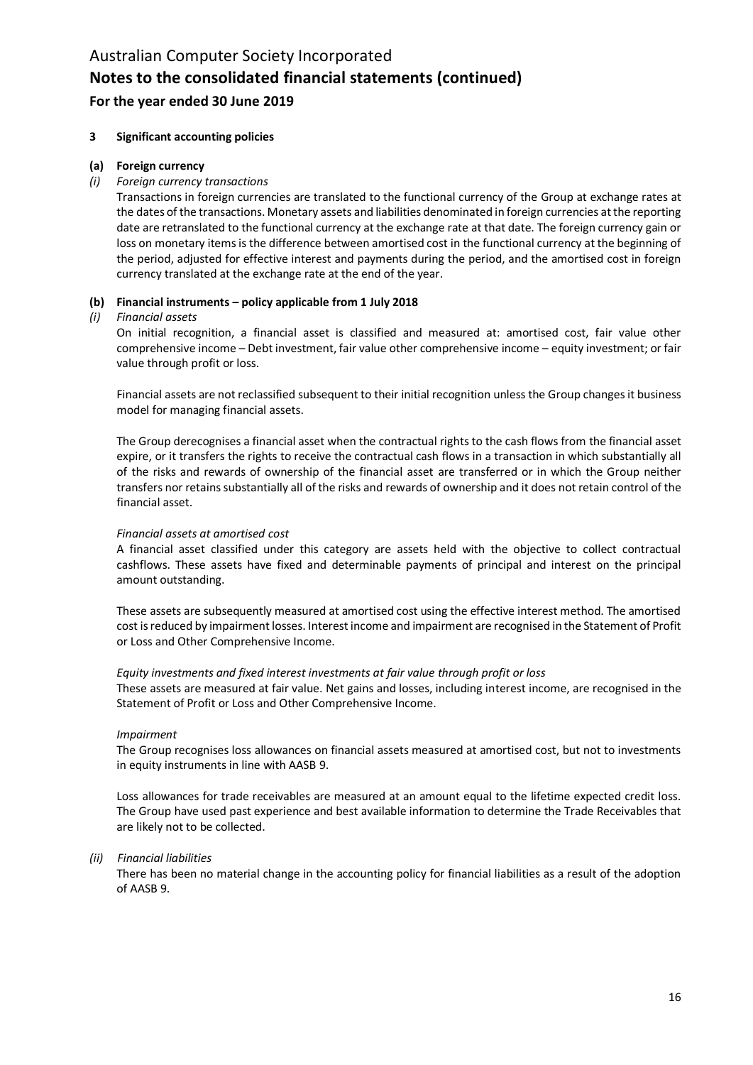# Australian Computer Society Incorporated

## Notes to the consolidated financial statements (continued)

### For the year ended 30 June 2019

**3 Significant accounting policies**

**(a) Foreign currency**

*(i) Foreign currency transactions*

Transactions in foreign currencies are translated to the functional currency of the Group at exchange rates at the dates of the transactions. Monetary assets and liabilities denominated in foreign currencies at the reporting date are retranslated to the functional currency at the exchange rate at that date. The foreign currency gain or loss on monetary items is the difference between amortised cost in the functional currency at the beginning of the period, adjusted for effective interest and payments during the period, and the amortised cost in foreign currency translated at the exchange rate at the end of the year.

**(b) Financial instruments – policy applicable from 1 July 2018**

*(i) Financial assets*

On initial recognition, a financial asset is classified and measured at: amortised cost, fair value other comprehensive income – Debt investment, fair value other comprehensive income – equity investment; or fair value through profit or loss.

Financial assets are not reclassified subsequent to their initial recognition unless the Group changes it business model for managing financial assets.

The Group derecognises a financial asset when the contractual rights to the cash flows from the financial asset expire, or it transfers the rights to receive the contractual cash flows in a transaction in which substantially all of the risks and rewards of ownership of the financial asset are transferred or in which the Group neither transfers nor retains substantially all of the risks and rewards of ownership and it does not retain control of the financial asset.

*Financial assets at amortised cost*

A financial asset classified under this category are assets held with the objective to collect contractual cashflows. These assets have fixed and determinable payments of principal and interest on the principal amount outstanding.

These assets are subsequently measured at amortised cost using the effective interest method. The amortised cost is reduced by impairment losses. Interest income and impairment are recognised in the Statement of Profit or Loss and Other Comprehensive Income.

*Equity investments and fixed interest investments at fair value through profit or loss*

These assets are measured at fair value. Net gains and losses, including interest income, are recognised in the Statement of Profit or Loss and Other Comprehensive Income.

*Impairment*

The Group recognises loss allowances on financial assets measured at amortised cost, but not to investments in equity instruments in line with AASB 9.

Loss allowances for trade receivables are measured at an amount equal to the lifetime expected credit loss. The Group have used past experience and best available information to determine the Trade Receivables that are likely not to be collected.

*(ii) Financial liabilities*

There has been no material change in the accounting policy for financial liabilities as a result of the adoption of AASB 9.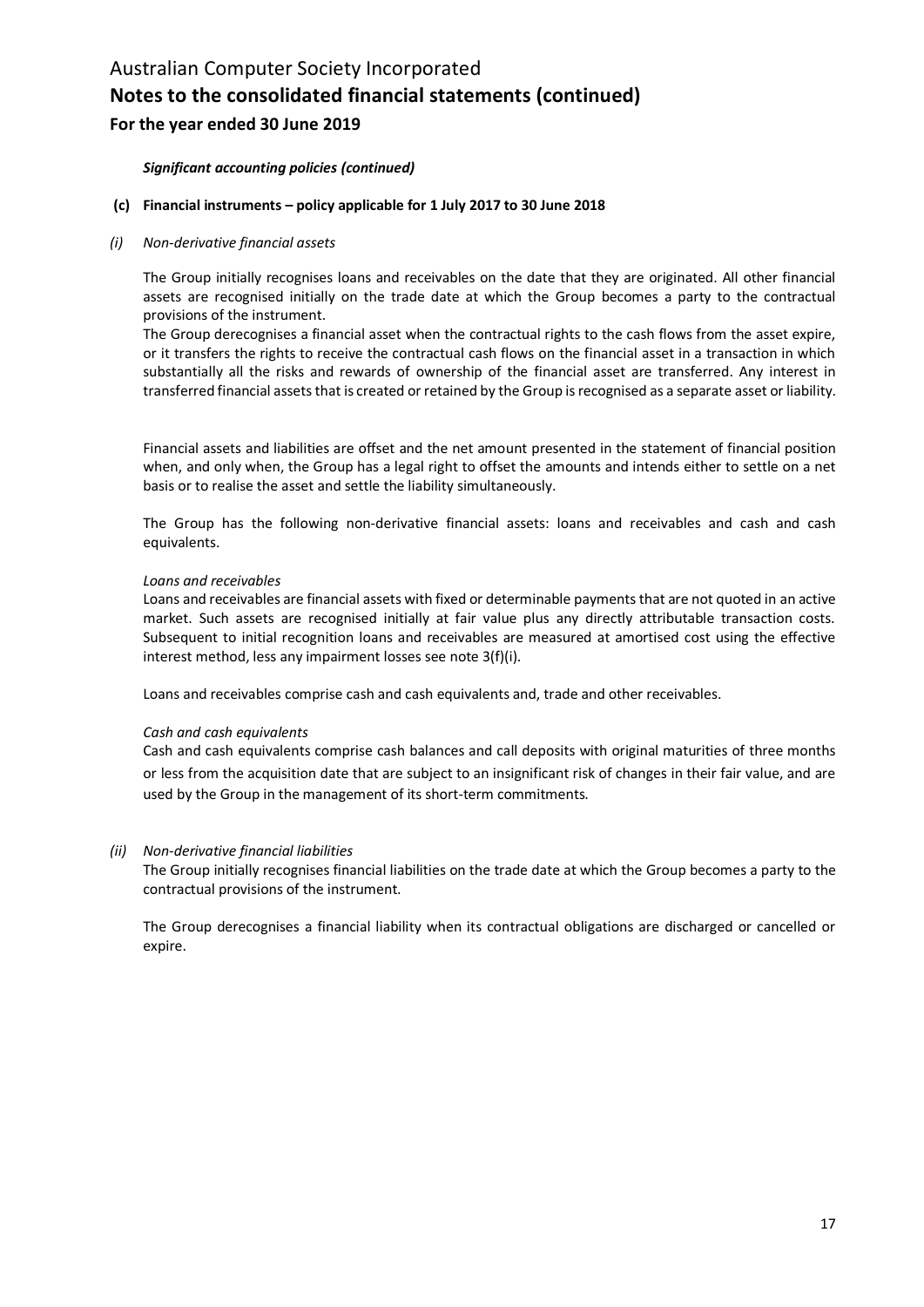*Significant accounting policies (continued)*

### (c) Financial instruments – policy applicable for 1 July 2017 to 30 June 2018

*(i) Non-derivative financial assets*

The Group initially recognises loans and receivables on the date that they are originated. All other financial assets are recognised initially on the trade date at which the Group becomes a party to the contractual provisions of the instrument.

The Group derecognises a financial asset when the contractual rights to the cash flows from the asset expire, or it transfers the rights to receive the contractual cash flows on the financial asset in a transaction in which substantially all the risks and rewards of ownership of the financial asset are transferred. Any interest in transferred financial assets that is created or retained by the Group is recognised as a separate asset or liability.

Financial assets and liabilities are offset and the net amount presented in the statement of financial position when, and only when, the Group has a legal right to offset the amounts and intends either to settle on a net basis or to realise the asset and settle the liability simultaneously.

The Group has the following non-derivative financial assets: loans and receivables and cash and cash equivalents.

*Loans and receivables*

Loans and receivables are financial assets with fixed or determinable payments that are not quoted in an active market. Such assets are recognised initially at fair value plus any directly attributable transaction costs. Subsequent to initial recognition loans and receivables are measured at amortised cost using the effective interest method, less any impairment losses see note 3(f)(i).

Loans and receivables comprise cash and cash equivalents and, trade and other receivables.

*Cash and cash equivalents*

Cash and cash equivalents comprise cash balances and call deposits with original maturities of three months or less from the acquisition date that are subject to an insignificant risk of changes in their fair value, and are used by the Group in the management of its short-term commitments.

*(ii) Non-derivative financial liabilities*

The Group initially recognises financial liabilities on the trade date at which the Group becomes a party to the contractual provisions of the instrument.

The Group derecognises a financial liability when its contractual obligations are discharged or cancelled or expire.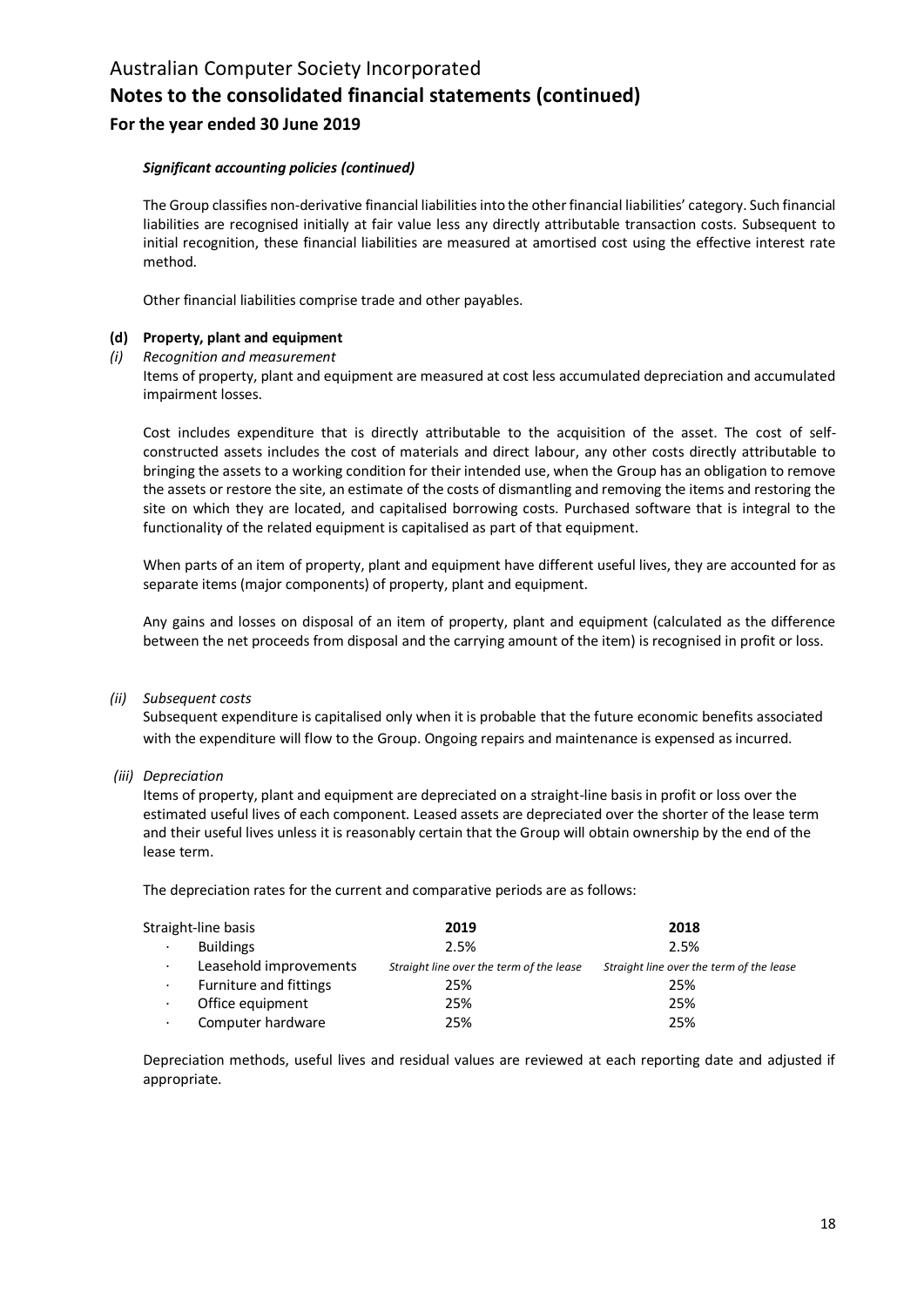*Significant accounting policies (continued)*

The Group classifies non-derivative financial liabilities into the other financial liabilities' category. Such financial liabilities are recognised initially at fair value less any directly attributable transaction costs. Subsequent to initial recognition, these financial liabilities are measured at amortised cost using the effective interest rate method.

Other financial liabilities comprise trade and other payables.

**(d) Property, plant and equipment**

*(i) Recognition and measurement*

Items of property, plant and equipment are measured at cost less accumulated depreciation and accumulated impairment losses.

Cost includes expenditure that is directly attributable to the acquisition of the asset. The cost of self-constructed assets includes the cost of materials and direct labour, any other costs directly attributable to bringing the assets to a working condition for their intended use, when the Group has an obligation to remove the assets or restore the site, an estimate of the costs of dismantling and removing the items and restoring the site on which they are located, and capitalised borrowing costs. Purchased software that is integral to the functionality of the related equipment is capitalised as part of that equipment.

When parts of an item of property, plant and equipment have different useful lives, they are accounted for as separate items (major components) of property, plant and equipment.

Any gains and losses on disposal of an item of property, plant and equipment (calculated as the difference between the net proceeds from disposal and the carrying amount of the item) is recognised in profit or loss.

*(ii) Subsequent costs*

Subsequent expenditure is capitalised only when it is probable that the future economic benefits associated with the expenditure will flow to the Group. Ongoing repairs and maintenance is expensed as incurred.

*(iii) Depreciation*

Items of property, plant and equipment are depreciated on a straight-line basis in profit or loss over the estimated useful lives of each component. Leased assets are depreciated over the shorter of the lease term and their useful lives unless it is reasonably certain that the Group will obtain ownership by the end of the lease term.

The depreciation rates for the current and comparative periods are as follows:

| Straight-line basis | **2019** | **2018** |
|---|---|---|
| · Buildings | 2.5% | 2.5% |
| · Leasehold improvements | *Straight line over the term of the lease* | *Straight line over the term of the lease* |
| · Furniture and fittings | 25% | 25% |
| · Office equipment | 25% | 25% |
| · Computer hardware | 25% | 25% |

Depreciation methods, useful lives and residual values are reviewed at each reporting date and adjusted if appropriate.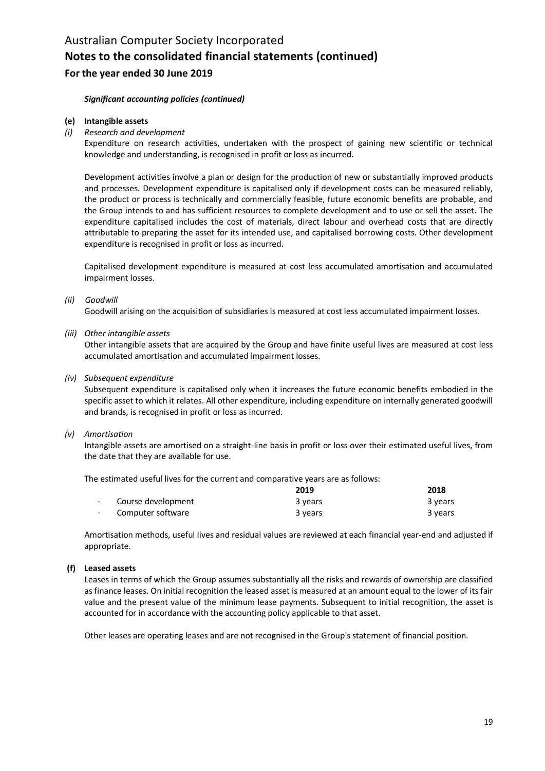# Australian Computer Society Incorporated

## Notes to the consolidated financial statements (continued)

### For the year ended 30 June 2019

***Significant accounting policies (continued)***

**(e) Intangible assets**

*(i) Research and development*

Expenditure on research activities, undertaken with the prospect of gaining new scientific or technical knowledge and understanding, is recognised in profit or loss as incurred.

Development activities involve a plan or design for the production of new or substantially improved products and processes. Development expenditure is capitalised only if development costs can be measured reliably, the product or process is technically and commercially feasible, future economic benefits are probable, and the Group intends to and has sufficient resources to complete development and to use or sell the asset. The expenditure capitalised includes the cost of materials, direct labour and overhead costs that are directly attributable to preparing the asset for its intended use, and capitalised borrowing costs. Other development expenditure is recognised in profit or loss as incurred.

Capitalised development expenditure is measured at cost less accumulated amortisation and accumulated impairment losses.

*(ii) Goodwill*

Goodwill arising on the acquisition of subsidiaries is measured at cost less accumulated impairment losses.

*(iii) Other intangible assets*

Other intangible assets that are acquired by the Group and have finite useful lives are measured at cost less accumulated amortisation and accumulated impairment losses.

*(iv) Subsequent expenditure*

Subsequent expenditure is capitalised only when it increases the future economic benefits embodied in the specific asset to which it relates. All other expenditure, including expenditure on internally generated goodwill and brands, is recognised in profit or loss as incurred.

*(v) Amortisation*

Intangible assets are amortised on a straight-line basis in profit or loss over their estimated useful lives, from the date that they are available for use.

The estimated useful lives for the current and comparative years are as follows:

| | 2019 | 2018 |
|---|---|---|
| · Course development | 3 years | 3 years |
| · Computer software | 3 years | 3 years |

Amortisation methods, useful lives and residual values are reviewed at each financial year-end and adjusted if appropriate.

**(f) Leased assets**

Leases in terms of which the Group assumes substantially all the risks and rewards of ownership are classified as finance leases. On initial recognition the leased asset is measured at an amount equal to the lower of its fair value and the present value of the minimum lease payments. Subsequent to initial recognition, the asset is accounted for in accordance with the accounting policy applicable to that asset.

Other leases are operating leases and are not recognised in the Group's statement of financial position.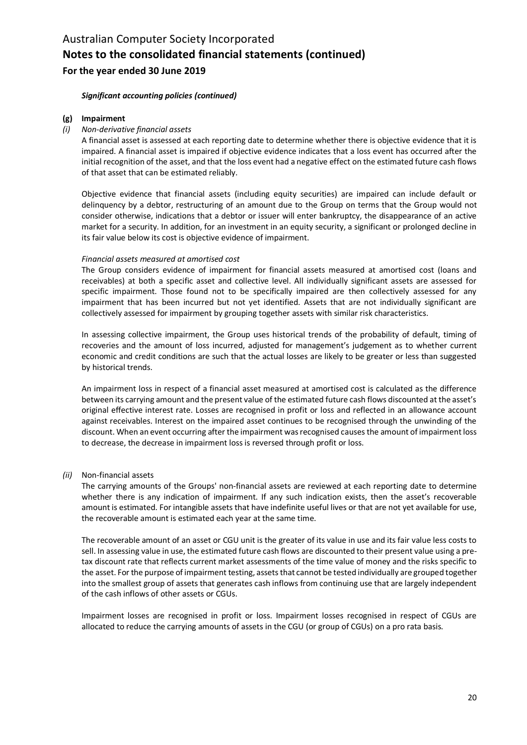# Australian Computer Society Incorporated

## Notes to the consolidated financial statements (continued)

### For the year ended 30 June 2019

***Significant accounting policies (continued)***

**(g) Impairment**

*(i) Non-derivative financial assets*

A financial asset is assessed at each reporting date to determine whether there is objective evidence that it is impaired. A financial asset is impaired if objective evidence indicates that a loss event has occurred after the initial recognition of the asset, and that the loss event had a negative effect on the estimated future cash flows of that asset that can be estimated reliably.

Objective evidence that financial assets (including equity securities) are impaired can include default or delinquency by a debtor, restructuring of an amount due to the Group on terms that the Group would not consider otherwise, indications that a debtor or issuer will enter bankruptcy, the disappearance of an active market for a security. In addition, for an investment in an equity security, a significant or prolonged decline in its fair value below its cost is objective evidence of impairment.

*Financial assets measured at amortised cost*

The Group considers evidence of impairment for financial assets measured at amortised cost (loans and receivables) at both a specific asset and collective level. All individually significant assets are assessed for specific impairment. Those found not to be specifically impaired are then collectively assessed for any impairment that has been incurred but not yet identified. Assets that are not individually significant are collectively assessed for impairment by grouping together assets with similar risk characteristics.

In assessing collective impairment, the Group uses historical trends of the probability of default, timing of recoveries and the amount of loss incurred, adjusted for management's judgement as to whether current economic and credit conditions are such that the actual losses are likely to be greater or less than suggested by historical trends.

An impairment loss in respect of a financial asset measured at amortised cost is calculated as the difference between its carrying amount and the present value of the estimated future cash flows discounted at the asset's original effective interest rate. Losses are recognised in profit or loss and reflected in an allowance account against receivables. Interest on the impaired asset continues to be recognised through the unwinding of the discount. When an event occurring after the impairment was recognised causes the amount of impairment loss to decrease, the decrease in impairment loss is reversed through profit or loss.

*(ii)* Non-financial assets

The carrying amounts of the Groups' non-financial assets are reviewed at each reporting date to determine whether there is any indication of impairment. If any such indication exists, then the asset's recoverable amount is estimated. For intangible assets that have indefinite useful lives or that are not yet available for use, the recoverable amount is estimated each year at the same time.

The recoverable amount of an asset or CGU unit is the greater of its value in use and its fair value less costs to sell. In assessing value in use, the estimated future cash flows are discounted to their present value using a pre-tax discount rate that reflects current market assessments of the time value of money and the risks specific to the asset. For the purpose of impairment testing, assets that cannot be tested individually are grouped together into the smallest group of assets that generates cash inflows from continuing use that are largely independent of the cash inflows of other assets or CGUs.

Impairment losses are recognised in profit or loss. Impairment losses recognised in respect of CGUs are allocated to reduce the carrying amounts of assets in the CGU (or group of CGUs) on a pro rata basis.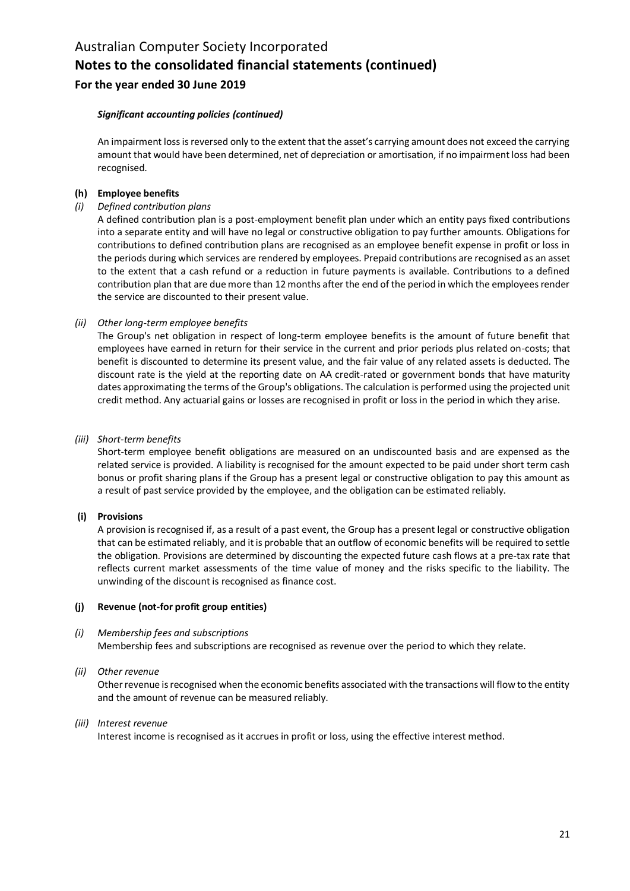*Significant accounting policies (continued)*

An impairment loss is reversed only to the extent that the asset's carrying amount does not exceed the carrying amount that would have been determined, net of depreciation or amortisation, if no impairment loss had been recognised.

**(h) Employee benefits**

*(i) Defined contribution plans*

A defined contribution plan is a post-employment benefit plan under which an entity pays fixed contributions into a separate entity and will have no legal or constructive obligation to pay further amounts. Obligations for contributions to defined contribution plans are recognised as an employee benefit expense in profit or loss in the periods during which services are rendered by employees. Prepaid contributions are recognised as an asset to the extent that a cash refund or a reduction in future payments is available. Contributions to a defined contribution plan that are due more than 12 months after the end of the period in which the employees render the service are discounted to their present value.

*(ii) Other long-term employee benefits*

The Group's net obligation in respect of long-term employee benefits is the amount of future benefit that employees have earned in return for their service in the current and prior periods plus related on-costs; that benefit is discounted to determine its present value, and the fair value of any related assets is deducted. The discount rate is the yield at the reporting date on AA credit-rated or government bonds that have maturity dates approximating the terms of the Group's obligations. The calculation is performed using the projected unit credit method. Any actuarial gains or losses are recognised in profit or loss in the period in which they arise.

*(iii) Short-term benefits*

Short-term employee benefit obligations are measured on an undiscounted basis and are expensed as the related service is provided. A liability is recognised for the amount expected to be paid under short term cash bonus or profit sharing plans if the Group has a present legal or constructive obligation to pay this amount as a result of past service provided by the employee, and the obligation can be estimated reliably.

**(i) Provisions**

A provision is recognised if, as a result of a past event, the Group has a present legal or constructive obligation that can be estimated reliably, and it is probable that an outflow of economic benefits will be required to settle the obligation. Provisions are determined by discounting the expected future cash flows at a pre-tax rate that reflects current market assessments of the time value of money and the risks specific to the liability. The unwinding of the discount is recognised as finance cost.

**(j) Revenue (not-for profit group entities)**

*(i) Membership fees and subscriptions*

Membership fees and subscriptions are recognised as revenue over the period to which they relate.

*(ii) Other revenue*

Other revenue is recognised when the economic benefits associated with the transactions will flow to the entity and the amount of revenue can be measured reliably.

*(iii) Interest revenue*

Interest income is recognised as it accrues in profit or loss, using the effective interest method.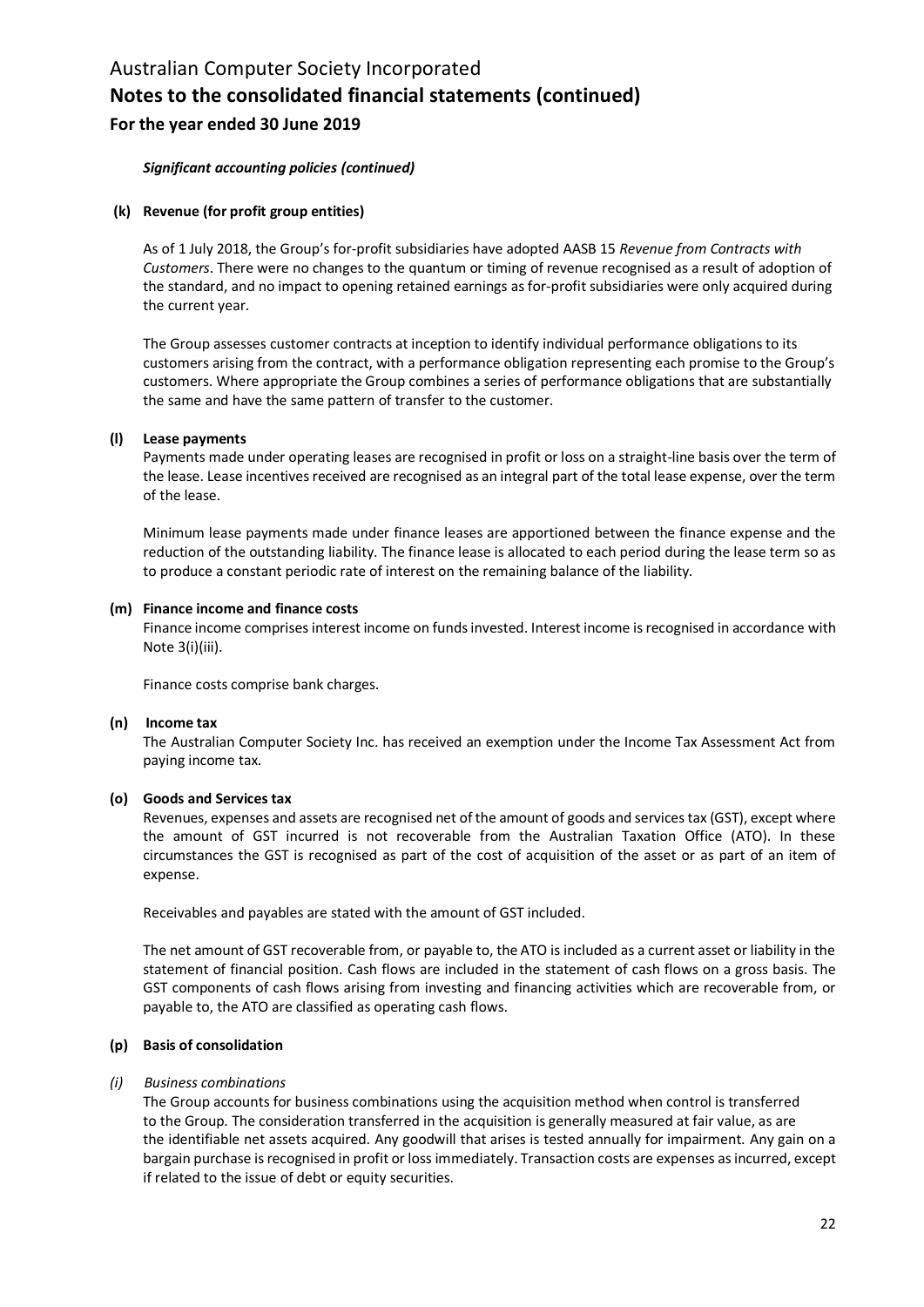# Australian Computer Society Incorporated

## Notes to the consolidated financial statements (continued)

### For the year ended 30 June 2019

***Significant accounting policies (continued)***

**(k) Revenue (for profit group entities)**

As of 1 July 2018, the Group's for-profit subsidiaries have adopted AASB 15 *Revenue from Contracts with Customers*. There were no changes to the quantum or timing of revenue recognised as a result of adoption of the standard, and no impact to opening retained earnings as for-profit subsidiaries were only acquired during the current year.

The Group assesses customer contracts at inception to identify individual performance obligations to its customers arising from the contract, with a performance obligation representing each promise to the Group's customers. Where appropriate the Group combines a series of performance obligations that are substantially the same and have the same pattern of transfer to the customer.

**(l) Lease payments**

Payments made under operating leases are recognised in profit or loss on a straight-line basis over the term of the lease. Lease incentives received are recognised as an integral part of the total lease expense, over the term of the lease.

Minimum lease payments made under finance leases are apportioned between the finance expense and the reduction of the outstanding liability. The finance lease is allocated to each period during the lease term so as to produce a constant periodic rate of interest on the remaining balance of the liability.

**(m) Finance income and finance costs**

Finance income comprises interest income on funds invested. Interest income is recognised in accordance with Note 3(i)(iii).

Finance costs comprise bank charges.

**(n) Income tax**

The Australian Computer Society Inc. has received an exemption under the Income Tax Assessment Act from paying income tax.

**(o) Goods and Services tax**

Revenues, expenses and assets are recognised net of the amount of goods and services tax (GST), except where the amount of GST incurred is not recoverable from the Australian Taxation Office (ATO). In these circumstances the GST is recognised as part of the cost of acquisition of the asset or as part of an item of expense.

Receivables and payables are stated with the amount of GST included.

The net amount of GST recoverable from, or payable to, the ATO is included as a current asset or liability in the statement of financial position. Cash flows are included in the statement of cash flows on a gross basis. The GST components of cash flows arising from investing and financing activities which are recoverable from, or payable to, the ATO are classified as operating cash flows.

**(p) Basis of consolidation**

*(i) Business combinations*

The Group accounts for business combinations using the acquisition method when control is transferred to the Group. The consideration transferred in the acquisition is generally measured at fair value, as are the identifiable net assets acquired. Any goodwill that arises is tested annually for impairment. Any gain on a bargain purchase is recognised in profit or loss immediately. Transaction costs are expenses as incurred, except if related to the issue of debt or equity securities.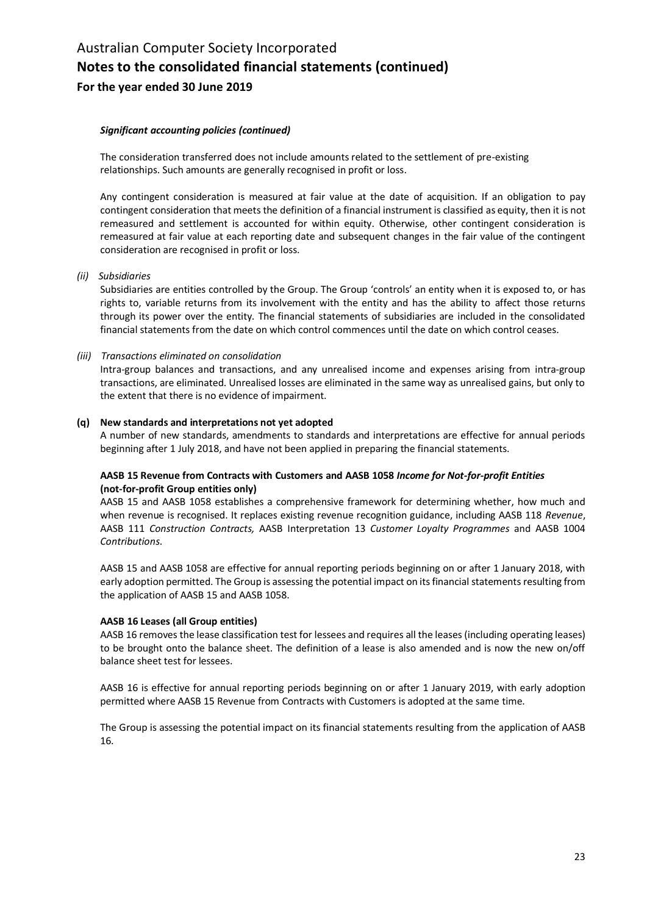***Significant accounting policies (continued)***

The consideration transferred does not include amounts related to the settlement of pre-existing relationships. Such amounts are generally recognised in profit or loss.

Any contingent consideration is measured at fair value at the date of acquisition. If an obligation to pay contingent consideration that meets the definition of a financial instrument is classified as equity, then it is not remeasured and settlement is accounted for within equity. Otherwise, other contingent consideration is remeasured at fair value at each reporting date and subsequent changes in the fair value of the contingent consideration are recognised in profit or loss.

*(ii) Subsidiaries*

Subsidiaries are entities controlled by the Group. The Group 'controls' an entity when it is exposed to, or has rights to, variable returns from its involvement with the entity and has the ability to affect those returns through its power over the entity. The financial statements of subsidiaries are included in the consolidated financial statements from the date on which control commences until the date on which control ceases.

*(iii) Transactions eliminated on consolidation*

Intra-group balances and transactions, and any unrealised income and expenses arising from intra-group transactions, are eliminated. Unrealised losses are eliminated in the same way as unrealised gains, but only to the extent that there is no evidence of impairment.

**(q) New standards and interpretations not yet adopted**

A number of new standards, amendments to standards and interpretations are effective for annual periods beginning after 1 July 2018, and have not been applied in preparing the financial statements.

**AASB 15 Revenue from Contracts with Customers and AASB 1058 *Income for Not-for-profit Entities* (not-for-profit Group entities only)**

AASB 15 and AASB 1058 establishes a comprehensive framework for determining whether, how much and when revenue is recognised. It replaces existing revenue recognition guidance, including AASB 118 *Revenue*, AASB 111 *Construction Contracts,* AASB Interpretation 13 *Customer Loyalty Programmes* and AASB 1004 *Contributions*.

AASB 15 and AASB 1058 are effective for annual reporting periods beginning on or after 1 January 2018, with early adoption permitted. The Group is assessing the potential impact on its financial statements resulting from the application of AASB 15 and AASB 1058.

**AASB 16 Leases (all Group entities)**

AASB 16 removes the lease classification test for lessees and requires all the leases (including operating leases) to be brought onto the balance sheet. The definition of a lease is also amended and is now the new on/off balance sheet test for lessees.

AASB 16 is effective for annual reporting periods beginning on or after 1 January 2019, with early adoption permitted where AASB 15 Revenue from Contracts with Customers is adopted at the same time.

The Group is assessing the potential impact on its financial statements resulting from the application of AASB 16.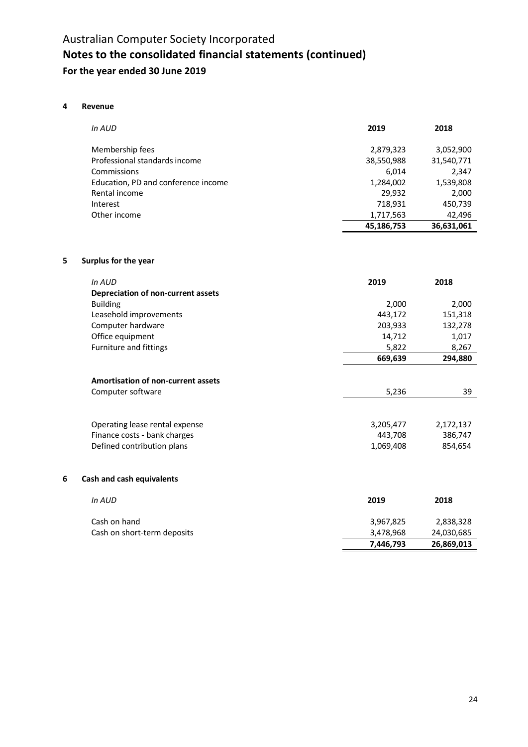# Australian Computer Society Incorporated

# Notes to the consolidated financial statements (continued)

## For the year ended 30 June 2019

### 4 Revenue

| *In AUD* | **2019** | **2018** |
|---|---|---|
| Membership fees | 2,879,323 | 3,052,900 |
| Professional standards income | 38,550,988 | 31,540,771 |
| Commissions | 6,014 | 2,347 |
| Education, PD and conference income | 1,284,002 | 1,539,808 |
| Rental income | 29,932 | 2,000 |
| Interest | 718,931 | 450,739 |
| Other income | 1,717,563 | 42,496 |
| | **45,186,753** | **36,631,061** |

### 5 Surplus for the year

| *In AUD* | **2019** | **2018** |
|---|---|---|
| **Depreciation of non-current assets** | | |
| Building | 2,000 | 2,000 |
| Leasehold improvements | 443,172 | 151,318 |
| Computer hardware | 203,933 | 132,278 |
| Office equipment | 14,712 | 1,017 |
| Furniture and fittings | 5,822 | 8,267 |
| | **669,639** | **294,880** |
| | | |
| **Amortisation of non-current assets** | | |
| Computer software | 5,236 | 39 |
| | | |
| Operating lease rental expense | 3,205,477 | 2,172,137 |
| Finance costs - bank charges | 443,708 | 386,747 |
| Defined contribution plans | 1,069,408 | 854,654 |

### 6 Cash and cash equivalents

| *In AUD* | **2019** | **2018** |
|---|---|---|
| Cash on hand | 3,967,825 | 2,838,328 |
| Cash on short-term deposits | 3,478,968 | 24,030,685 |
| | **7,446,793** | **26,869,013** |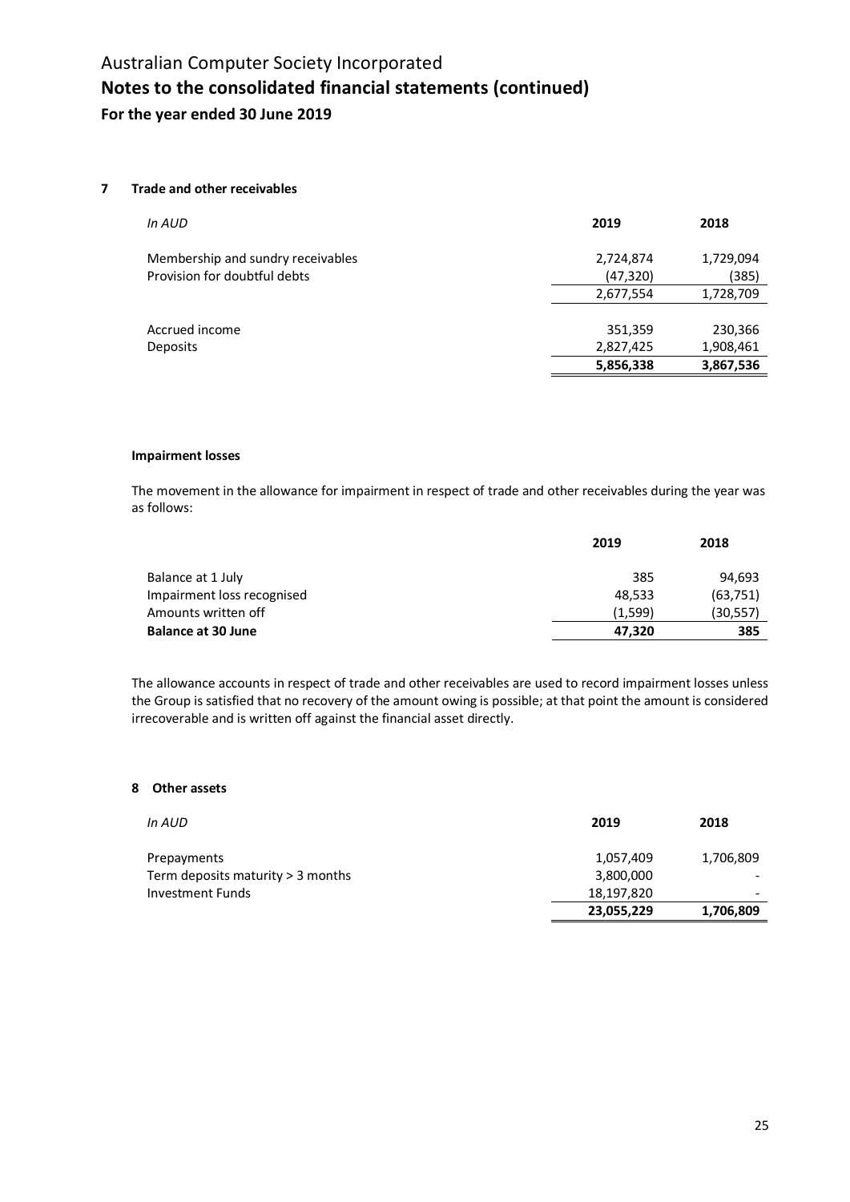# Australian Computer Society Incorporated
# Notes to the consolidated financial statements (continued)
## For the year ended 30 June 2019

### 7 Trade and other receivables

| *In AUD* | 2019 | 2018 |
|---|---|---|
| Membership and sundry receivables | 2,724,874 | 1,729,094 |
| Provision for doubtful debts | (47,320) | (385) |
| | 2,677,554 | 1,728,709 |
| | | |
| Accrued income | 351,359 | 230,366 |
| Deposits | 2,827,425 | 1,908,461 |
| | **5,856,338** | **3,867,536** |

**Impairment losses**

The movement in the allowance for impairment in respect of trade and other receivables during the year was as follows:

| | 2019 | 2018 |
|---|---|---|
| Balance at 1 July | 385 | 94,693 |
| Impairment loss recognised | 48,533 | (63,751) |
| Amounts written off | (1,599) | (30,557) |
| **Balance at 30 June** | **47,320** | **385** |

The allowance accounts in respect of trade and other receivables are used to record impairment losses unless the Group is satisfied that no recovery of the amount owing is possible; at that point the amount is considered irrecoverable and is written off against the financial asset directly.

### 8 Other assets

| *In AUD* | 2019 | 2018 |
|---|---|---|
| Prepayments | 1,057,409 | 1,706,809 |
| Term deposits maturity > 3 months | 3,800,000 | - |
| Investment Funds | 18,197,820 | - |
| | **23,055,229** | **1,706,809** |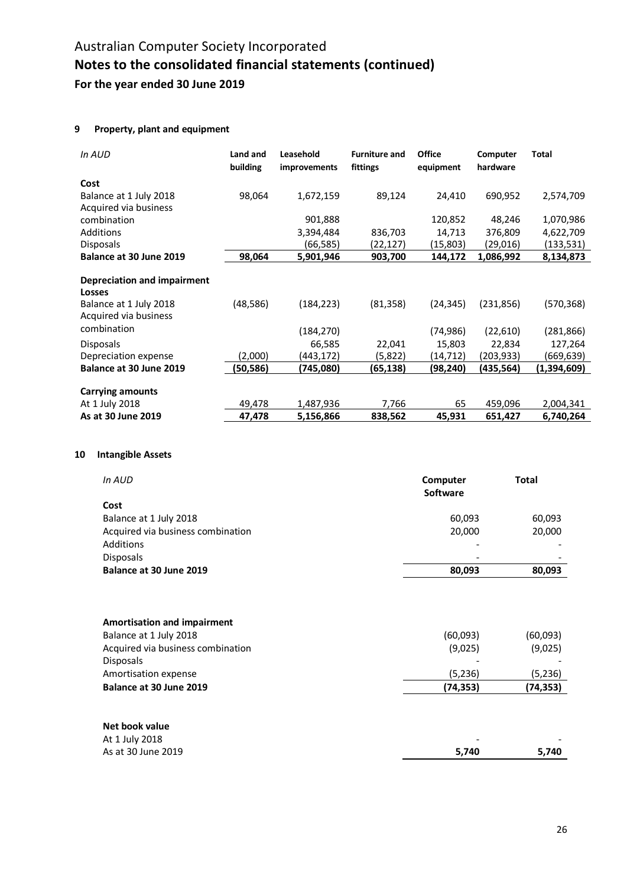Australian Computer Society Incorporated

# Notes to the consolidated financial statements (continued)

## For the year ended 30 June 2019

### 9 Property, plant and equipment

| *In AUD* | Land and building | Leasehold improvements | Furniture and fittings | Office equipment | Computer hardware | Total |
|---|---|---|---|---|---|---|
| **Cost** | | | | | | |
| Balance at 1 July 2018 | 98,064 | 1,672,159 | 89,124 | 24,410 | 690,952 | 2,574,709 |
| Acquired via business combination | | 901,888 | | 120,852 | 48,246 | 1,070,986 |
| Additions | | 3,394,484 | 836,703 | 14,713 | 376,809 | 4,622,709 |
| Disposals | | (66,585) | (22,127) | (15,803) | (29,016) | (133,531) |
| **Balance at 30 June 2019** | **98,064** | **5,901,946** | **903,700** | **144,172** | **1,086,992** | **8,134,873** |
| **Depreciation and impairment Losses** | | | | | | |
| Balance at 1 July 2018 | (48,586) | (184,223) | (81,358) | (24,345) | (231,856) | (570,368) |
| Acquired via business combination | | (184,270) | | (74,986) | (22,610) | (281,866) |
| Disposals | | 66,585 | 22,041 | 15,803 | 22,834 | 127,264 |
| Depreciation expense | (2,000) | (443,172) | (5,822) | (14,712) | (203,933) | (669,639) |
| **Balance at 30 June 2019** | **(50,586)** | **(745,080)** | **(65,138)** | **(98,240)** | **(435,564)** | **(1,394,609)** |
| **Carrying amounts** | | | | | | |
| At 1 July 2018 | 49,478 | 1,487,936 | 7,766 | 65 | 459,096 | 2,004,341 |
| **As at 30 June 2019** | **47,478** | **5,156,866** | **838,562** | **45,931** | **651,427** | **6,740,264** |

### 10 Intangible Assets

| *In AUD* | Computer Software | Total |
|---|---|---|
| **Cost** | | |
| Balance at 1 July 2018 | 60,093 | 60,093 |
| Acquired via business combination | 20,000 | 20,000 |
| Additions | - | - |
| Disposals | - | - |
| **Balance at 30 June 2019** | **80,093** | **80,093** |
| **Amortisation and impairment** | | |
| Balance at 1 July 2018 | (60,093) | (60,093) |
| Acquired via business combination | (9,025) | (9,025) |
| Disposals | - | - |
| Amortisation expense | (5,236) | (5,236) |
| **Balance at 30 June 2019** | **(74,353)** | **(74,353)** |
| **Net book value** | | |
| At 1 July 2018 | - | - |
| As at 30 June 2019 | **5,740** | **5,740** |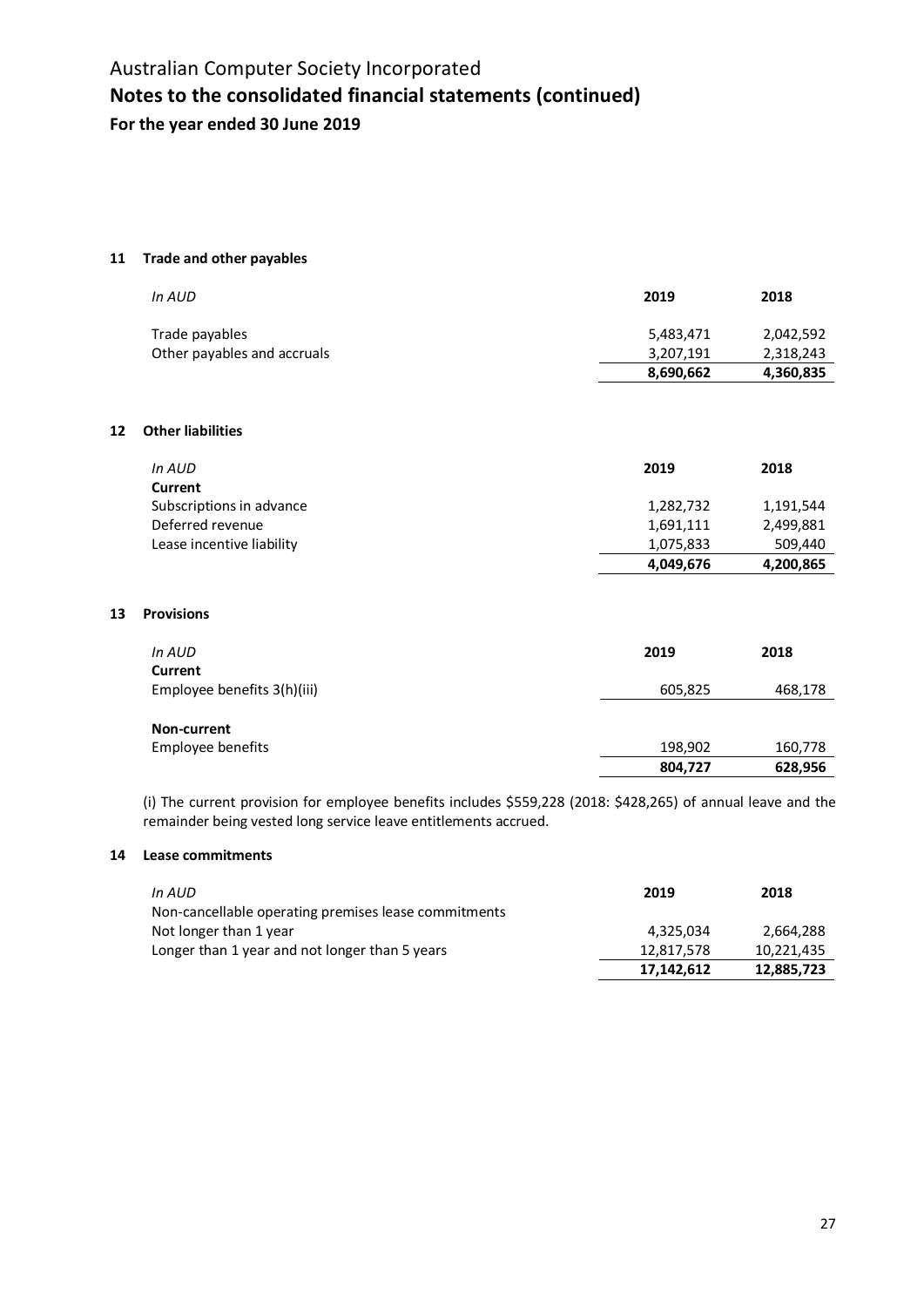# Australian Computer Society Incorporated

## Notes to the consolidated financial statements (continued)

### For the year ended 30 June 2019

#### 11 Trade and other payables

| *In AUD* | 2019 | 2018 |
|---|---|---|
| Trade payables | 5,483,471 | 2,042,592 |
| Other payables and accruals | 3,207,191 | 2,318,243 |
| | **8,690,662** | **4,360,835** |

#### 12 Other liabilities

| *In AUD* | 2019 | 2018 |
|---|---|---|
| **Current** | | |
| Subscriptions in advance | 1,282,732 | 1,191,544 |
| Deferred revenue | 1,691,111 | 2,499,881 |
| Lease incentive liability | 1,075,833 | 509,440 |
| | **4,049,676** | **4,200,865** |

#### 13 Provisions

| *In AUD* | 2019 | 2018 |
|---|---|---|
| **Current** | | |
| Employee benefits 3(h)(iii) | 605,825 | 468,178 |
| **Non-current** | | |
| Employee benefits | 198,902 | 160,778 |
| | **804,727** | **628,956** |

(i) The current provision for employee benefits includes $559,228 (2018: $428,265) of annual leave and the remainder being vested long service leave entitlements accrued.

#### 14 Lease commitments

| *In AUD* | 2019 | 2018 |
|---|---|---|
| Non-cancellable operating premises lease commitments | | |
| Not longer than 1 year | 4,325,034 | 2,664,288 |
| Longer than 1 year and not longer than 5 years | 12,817,578 | 10,221,435 |
| | **17,142,612** | **12,885,723** |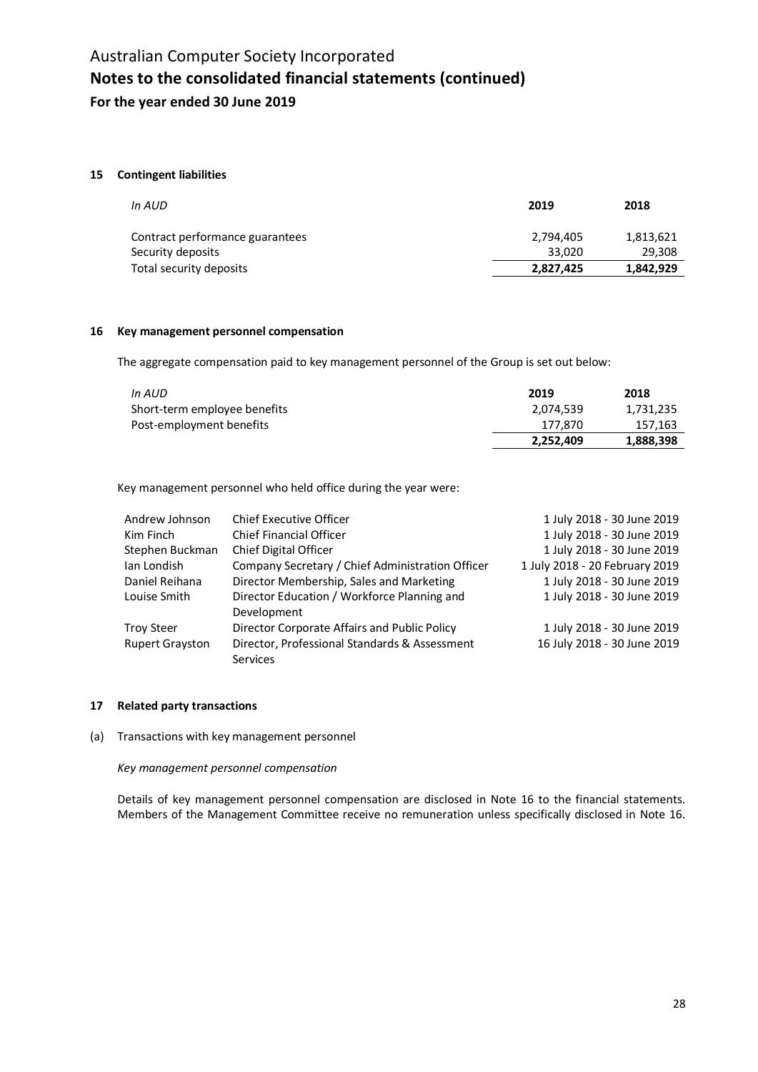# Australian Computer Society Incorporated

## Notes to the consolidated financial statements (continued)

### For the year ended 30 June 2019

#### 15 Contingent liabilities

| *In AUD* | **2019** | **2018** |
|---|---|---|
| Contract performance guarantees | 2,794,405 | 1,813,621 |
| Security deposits | 33,020 | 29,308 |
| Total security deposits | **2,827,425** | **1,842,929** |

#### 16 Key management personnel compensation

The aggregate compensation paid to key management personnel of the Group is set out below:

| *In AUD* | **2019** | **2018** |
|---|---|---|
| Short-term employee benefits | 2,074,539 | 1,731,235 |
| Post-employment benefits | 177,870 | 157,163 |
| | **2,252,409** | **1,888,398** |

Key management personnel who held office during the year were:

| | | |
|---|---|---|
| Andrew Johnson | Chief Executive Officer | 1 July 2018 - 30 June 2019 |
| Kim Finch | Chief Financial Officer | 1 July 2018 - 30 June 2019 |
| Stephen Buckman | Chief Digital Officer | 1 July 2018 - 30 June 2019 |
| Ian Londish | Company Secretary / Chief Administration Officer | 1 July 2018 - 20 February 2019 |
| Daniel Reihana | Director Membership, Sales and Marketing | 1 July 2018 - 30 June 2019 |
| Louise Smith | Director Education / Workforce Planning and Development | 1 July 2018 - 30 June 2019 |
| Troy Steer | Director Corporate Affairs and Public Policy | 1 July 2018 - 30 June 2019 |
| Rupert Grayston | Director, Professional Standards & Assessment Services | 16 July 2018 - 30 June 2019 |

#### 17 Related party transactions

(a) Transactions with key management personnel

*Key management personnel compensation*

Details of key management personnel compensation are disclosed in Note 16 to the financial statements. Members of the Management Committee receive no remuneration unless specifically disclosed in Note 16.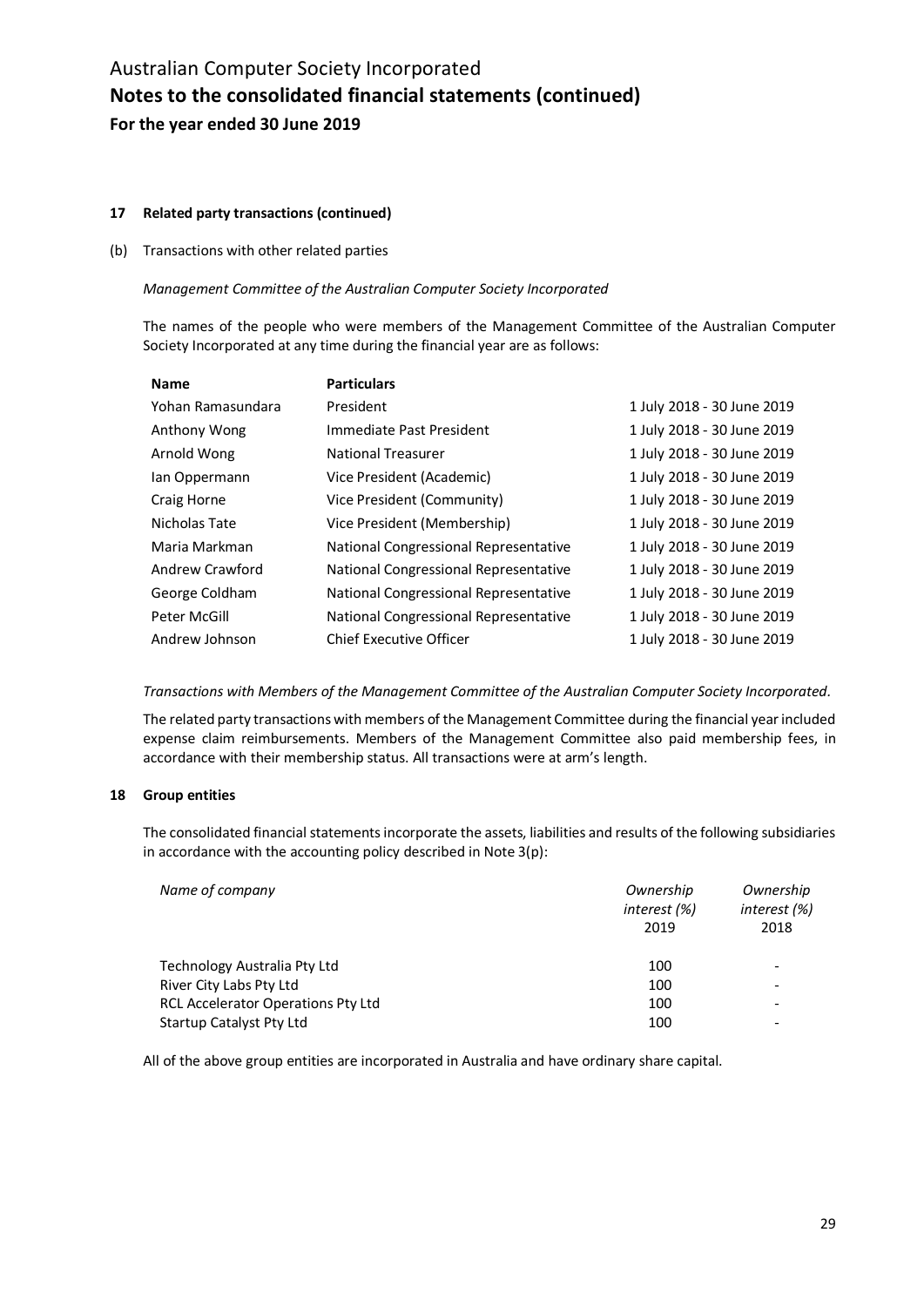# Australian Computer Society Incorporated

## Notes to the consolidated financial statements (continued)

### For the year ended 30 June 2019

**17 Related party transactions (continued)**

(b) Transactions with other related parties

*Management Committee of the Australian Computer Society Incorporated*

The names of the people who were members of the Management Committee of the Australian Computer Society Incorporated at any time during the financial year are as follows:

| Name | Particulars | |
|---|---|---|
| Yohan Ramasundara | President | 1 July 2018 - 30 June 2019 |
| Anthony Wong | Immediate Past President | 1 July 2018 - 30 June 2019 |
| Arnold Wong | National Treasurer | 1 July 2018 - 30 June 2019 |
| Ian Oppermann | Vice President (Academic) | 1 July 2018 - 30 June 2019 |
| Craig Horne | Vice President (Community) | 1 July 2018 - 30 June 2019 |
| Nicholas Tate | Vice President (Membership) | 1 July 2018 - 30 June 2019 |
| Maria Markman | National Congressional Representative | 1 July 2018 - 30 June 2019 |
| Andrew Crawford | National Congressional Representative | 1 July 2018 - 30 June 2019 |
| George Coldham | National Congressional Representative | 1 July 2018 - 30 June 2019 |
| Peter McGill | National Congressional Representative | 1 July 2018 - 30 June 2019 |
| Andrew Johnson | Chief Executive Officer | 1 July 2018 - 30 June 2019 |

*Transactions with Members of the Management Committee of the Australian Computer Society Incorporated.*

The related party transactions with members of the Management Committee during the financial year included expense claim reimbursements. Members of the Management Committee also paid membership fees, in accordance with their membership status. All transactions were at arm's length.

**18 Group entities**

The consolidated financial statements incorporate the assets, liabilities and results of the following subsidiaries in accordance with the accounting policy described in Note 3(p):

| *Name of company* | *Ownership interest (%)* 2019 | *Ownership interest (%)* 2018 |
|---|---|---|
| Technology Australia Pty Ltd | 100 | - |
| River City Labs Pty Ltd | 100 | - |
| RCL Accelerator Operations Pty Ltd | 100 | - |
| Startup Catalyst Pty Ltd | 100 | - |

All of the above group entities are incorporated in Australia and have ordinary share capital.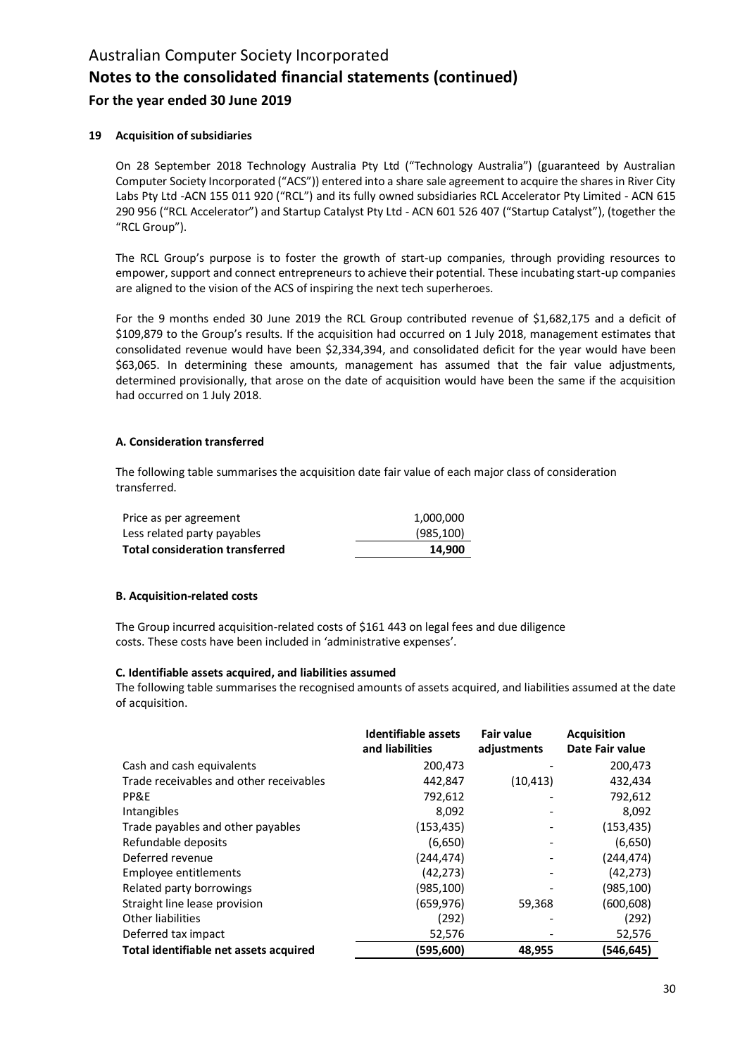## 19 Acquisition of subsidiaries

On 28 September 2018 Technology Australia Pty Ltd ("Technology Australia") (guaranteed by Australian Computer Society Incorporated ("ACS")) entered into a share sale agreement to acquire the shares in River City Labs Pty Ltd -ACN 155 011 920 ("RCL") and its fully owned subsidiaries RCL Accelerator Pty Limited - ACN 615 290 956 ("RCL Accelerator") and Startup Catalyst Pty Ltd - ACN 601 526 407 ("Startup Catalyst"), (together the "RCL Group").

The RCL Group's purpose is to foster the growth of start-up companies, through providing resources to empower, support and connect entrepreneurs to achieve their potential. These incubating start-up companies are aligned to the vision of the ACS of inspiring the next tech superheroes.

For the 9 months ended 30 June 2019 the RCL Group contributed revenue of $1,682,175 and a deficit of $109,879 to the Group's results. If the acquisition had occurred on 1 July 2018, management estimates that consolidated revenue would have been $2,334,394, and consolidated deficit for the year would have been $63,065. In determining these amounts, management has assumed that the fair value adjustments, determined provisionally, that arose on the date of acquisition would have been the same if the acquisition had occurred on 1 July 2018.

### A. Consideration transferred

The following table summarises the acquisition date fair value of each major class of consideration transferred.

| | |
|---|---|
| Price as per agreement | 1,000,000 |
| Less related party payables | (985,100) |
| **Total consideration transferred** | **14,900** |

### B. Acquisition-related costs

The Group incurred acquisition-related costs of $161 443 on legal fees and due diligence costs. These costs have been included in 'administrative expenses'.

### C. Identifiable assets acquired, and liabilities assumed

The following table summarises the recognised amounts of assets acquired, and liabilities assumed at the date of acquisition.

| | Identifiable assets and liabilities | Fair value adjustments | Acquisition Date Fair value |
|---|---|---|---|
| Cash and cash equivalents | 200,473 | - | 200,473 |
| Trade receivables and other receivables | 442,847 | (10,413) | 432,434 |
| PP&E | 792,612 | - | 792,612 |
| Intangibles | 8,092 | - | 8,092 |
| Trade payables and other payables | (153,435) | - | (153,435) |
| Refundable deposits | (6,650) | - | (6,650) |
| Deferred revenue | (244,474) | - | (244,474) |
| Employee entitlements | (42,273) | - | (42,273) |
| Related party borrowings | (985,100) | - | (985,100) |
| Straight line lease provision | (659,976) | 59,368 | (600,608) |
| Other liabilities | (292) | - | (292) |
| Deferred tax impact | 52,576 | - | 52,576 |
| **Total identifiable net assets acquired** | **(595,600)** | **48,955** | **(546,645)** |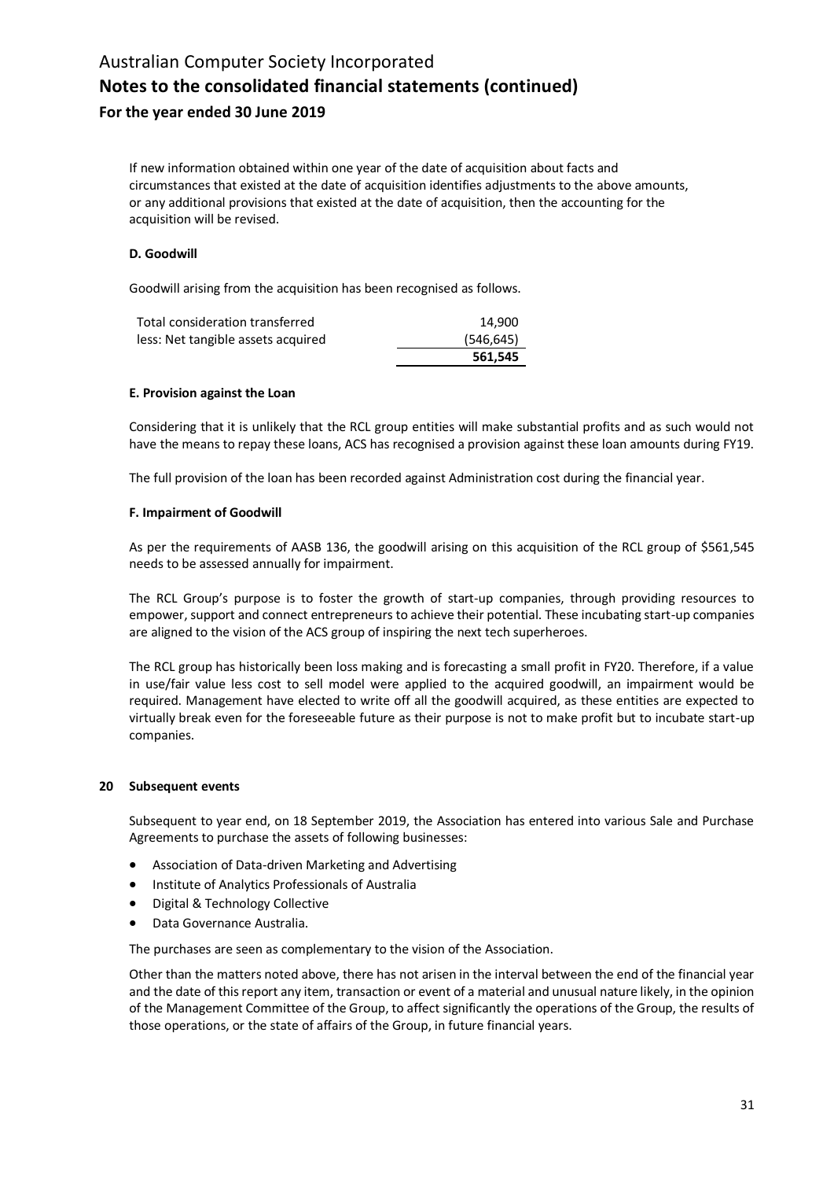If new information obtained within one year of the date of acquisition about facts and circumstances that existed at the date of acquisition identifies adjustments to the above amounts, or any additional provisions that existed at the date of acquisition, then the accounting for the acquisition will be revised.

**D. Goodwill**

Goodwill arising from the acquisition has been recognised as follows.

| | |
|---|---|
| Total consideration transferred | 14,900 |
| less: Net tangible assets acquired | (546,645) |
| | **561,545** |

**E. Provision against the Loan**

Considering that it is unlikely that the RCL group entities will make substantial profits and as such would not have the means to repay these loans, ACS has recognised a provision against these loan amounts during FY19.

The full provision of the loan has been recorded against Administration cost during the financial year.

**F. Impairment of Goodwill**

As per the requirements of AASB 136, the goodwill arising on this acquisition of the RCL group of $561,545 needs to be assessed annually for impairment.

The RCL Group's purpose is to foster the growth of start-up companies, through providing resources to empower, support and connect entrepreneurs to achieve their potential. These incubating start-up companies are aligned to the vision of the ACS group of inspiring the next tech superheroes.

The RCL group has historically been loss making and is forecasting a small profit in FY20. Therefore, if a value in use/fair value less cost to sell model were applied to the acquired goodwill, an impairment would be required. Management have elected to write off all the goodwill acquired, as these entities are expected to virtually break even for the foreseeable future as their purpose is not to make profit but to incubate start-up companies.

## 20 Subsequent events

Subsequent to year end, on 18 September 2019, the Association has entered into various Sale and Purchase Agreements to purchase the assets of following businesses:

- Association of Data-driven Marketing and Advertising
- Institute of Analytics Professionals of Australia
- Digital & Technology Collective
- Data Governance Australia.

The purchases are seen as complementary to the vision of the Association.

Other than the matters noted above, there has not arisen in the interval between the end of the financial year and the date of this report any item, transaction or event of a material and unusual nature likely, in the opinion of the Management Committee of the Group, to affect significantly the operations of the Group, the results of those operations, or the state of affairs of the Group, in future financial years.